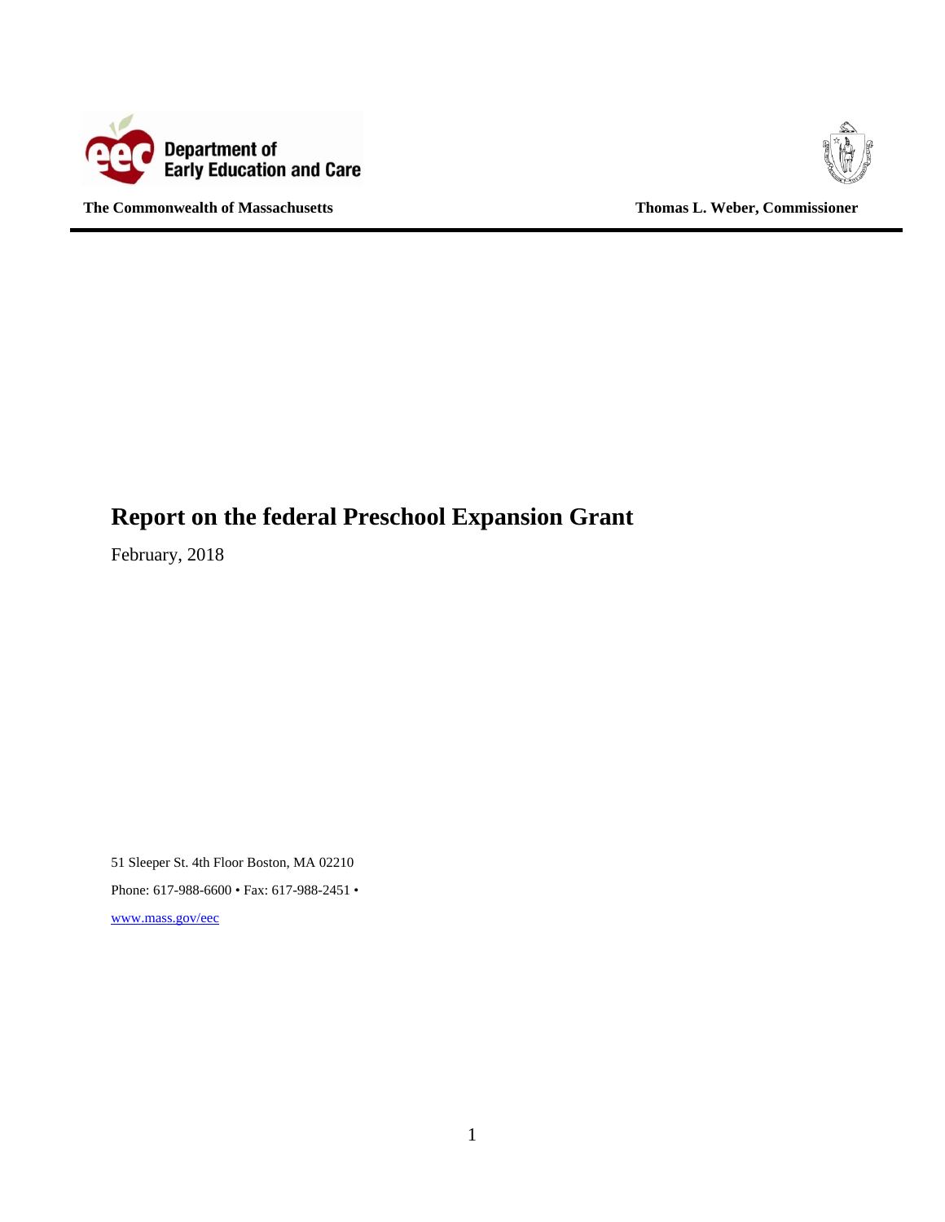Department of Early Education and Care

**The Commonwealth of Massachusetts** | **Thomas L. Weber, Commissioner**

# Report on the federal Preschool Expansion Grant

February, 2018

51 Sleeper St. 4th Floor Boston, MA 02210

Phone: 617-988-6600 • Fax: 617-988-2451 •

www.mass.gov/eec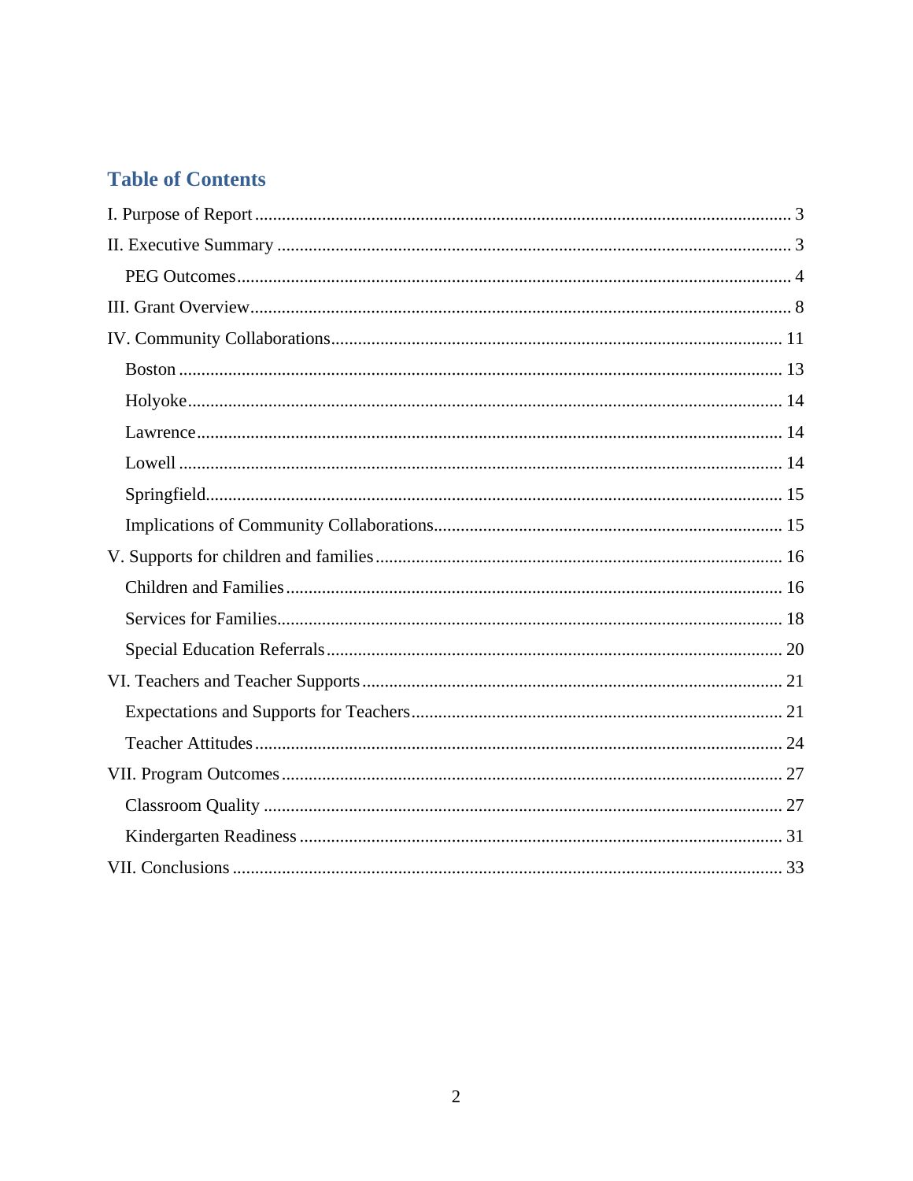## Table of Contents

I. Purpose of Report ........ 3

II. Executive Summary ........ 3

- PEG Outcomes ........ 4

III. Grant Overview ........ 8

IV. Community Collaborations ........ 11

- Boston ........ 13
- Holyoke ........ 14
- Lawrence ........ 14
- Lowell ........ 14
- Springfield ........ 15
- Implications of Community Collaborations ........ 15

V. Supports for children and families ........ 16

- Children and Families ........ 16
- Services for Families ........ 18
- Special Education Referrals ........ 20

VI. Teachers and Teacher Supports ........ 21

- Expectations and Supports for Teachers ........ 21
- Teacher Attitudes ........ 24

VII. Program Outcomes ........ 27

- Classroom Quality ........ 27
- Kindergarten Readiness ........ 31

VII. Conclusions ........ 33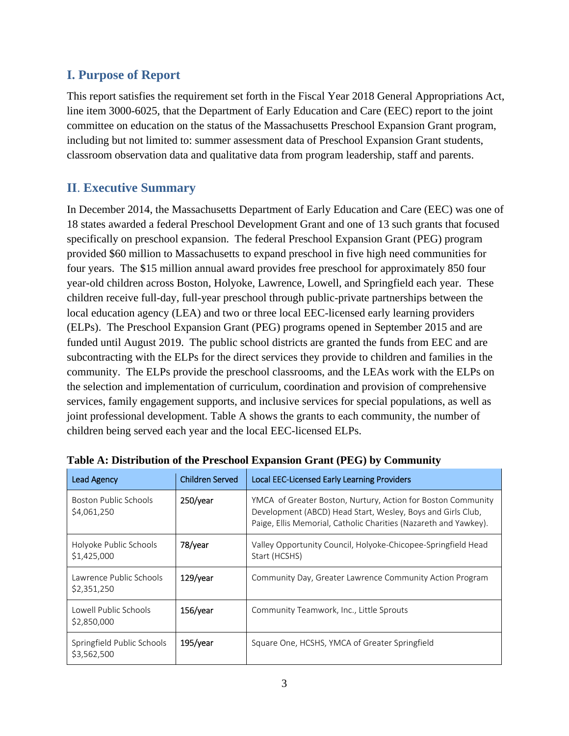## I. Purpose of Report

This report satisfies the requirement set forth in the Fiscal Year 2018 General Appropriations Act, line item 3000-6025, that the Department of Early Education and Care (EEC) report to the joint committee on education on the status of the Massachusetts Preschool Expansion Grant program, including but not limited to: summer assessment data of Preschool Expansion Grant students, classroom observation data and qualitative data from program leadership, staff and parents.

## II. Executive Summary

In December 2014, the Massachusetts Department of Early Education and Care (EEC) was one of 18 states awarded a federal Preschool Development Grant and one of 13 such grants that focused specifically on preschool expansion. The federal Preschool Expansion Grant (PEG) program provided $60 million to Massachusetts to expand preschool in five high need communities for four years. The $15 million annual award provides free preschool for approximately 850 four year-old children across Boston, Holyoke, Lawrence, Lowell, and Springfield each year. These children receive full-day, full-year preschool through public-private partnerships between the local education agency (LEA) and two or three local EEC-licensed early learning providers (ELPs). The Preschool Expansion Grant (PEG) programs opened in September 2015 and are funded until August 2019. The public school districts are granted the funds from EEC and are subcontracting with the ELPs for the direct services they provide to children and families in the community. The ELPs provide the preschool classrooms, and the LEAs work with the ELPs on the selection and implementation of curriculum, coordination and provision of comprehensive services, family engagement supports, and inclusive services for special populations, as well as joint professional development. Table A shows the grants to each community, the number of children being served each year and the local EEC-licensed ELPs.

**Table A: Distribution of the Preschool Expansion Grant (PEG) by Community**

| Lead Agency | Children Served | Local EEC-Licensed Early Learning Providers |
|---|---|---|
| Boston Public Schools $4,061,250 | 250/year | YMCA of Greater Boston, Nurtury, Action for Boston Community Development (ABCD) Head Start, Wesley, Boys and Girls Club, Paige, Ellis Memorial, Catholic Charities (Nazareth and Yawkey). |
| Holyoke Public Schools $1,425,000 | 78/year | Valley Opportunity Council, Holyoke-Chicopee-Springfield Head Start (HCSHS) |
| Lawrence Public Schools $2,351,250 | 129/year | Community Day, Greater Lawrence Community Action Program |
| Lowell Public Schools $2,850,000 | 156/year | Community Teamwork, Inc., Little Sprouts |
| Springfield Public Schools $3,562,500 | 195/year | Square One, HCSHS, YMCA of Greater Springfield |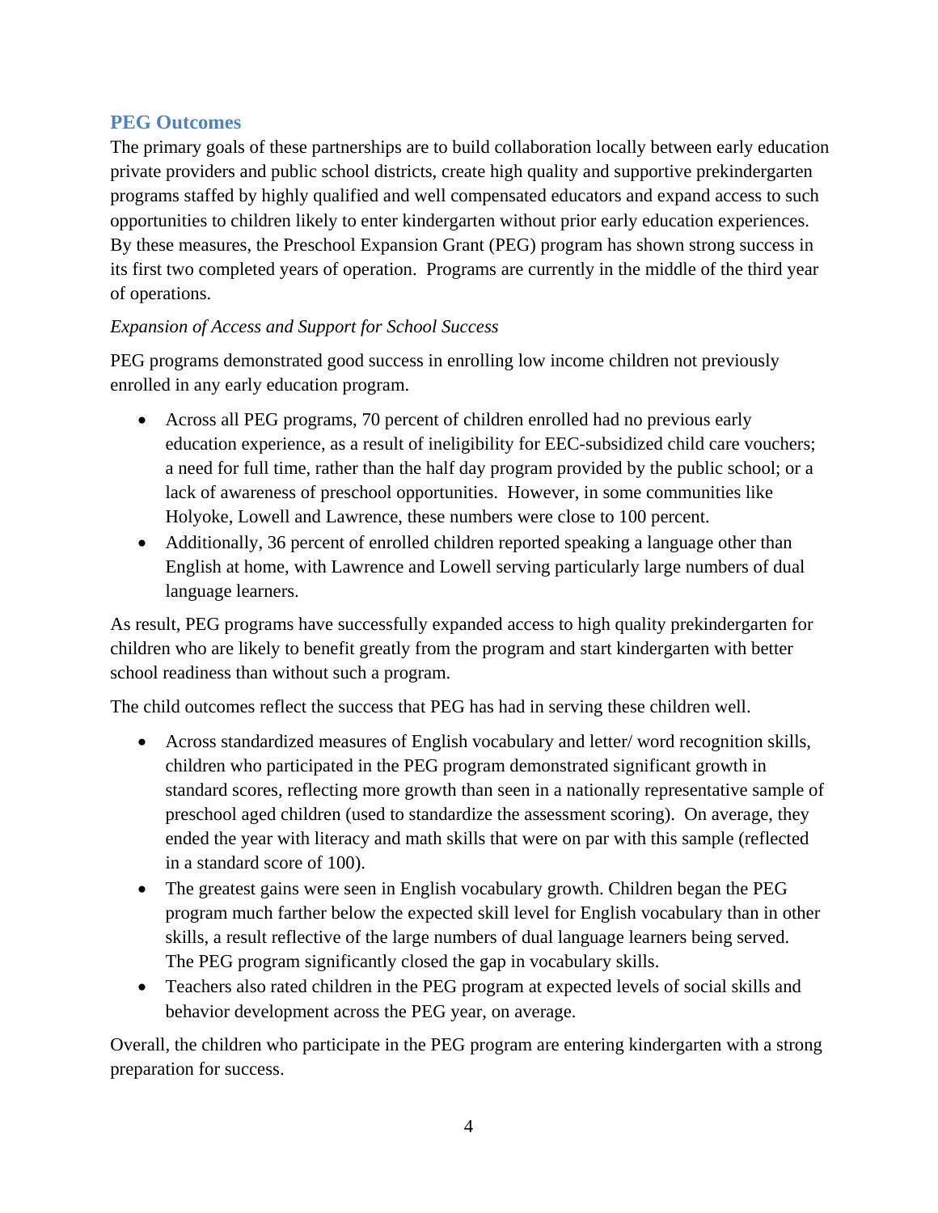## PEG Outcomes

The primary goals of these partnerships are to build collaboration locally between early education private providers and public school districts, create high quality and supportive prekindergarten programs staffed by highly qualified and well compensated educators and expand access to such opportunities to children likely to enter kindergarten without prior early education experiences. By these measures, the Preschool Expansion Grant (PEG) program has shown strong success in its first two completed years of operation. Programs are currently in the middle of the third year of operations.

*Expansion of Access and Support for School Success*

PEG programs demonstrated good success in enrolling low income children not previously enrolled in any early education program.

- Across all PEG programs, 70 percent of children enrolled had no previous early education experience, as a result of ineligibility for EEC-subsidized child care vouchers; a need for full time, rather than the half day program provided by the public school; or a lack of awareness of preschool opportunities. However, in some communities like Holyoke, Lowell and Lawrence, these numbers were close to 100 percent.
- Additionally, 36 percent of enrolled children reported speaking a language other than English at home, with Lawrence and Lowell serving particularly large numbers of dual language learners.

As result, PEG programs have successfully expanded access to high quality prekindergarten for children who are likely to benefit greatly from the program and start kindergarten with better school readiness than without such a program.

The child outcomes reflect the success that PEG has had in serving these children well.

- Across standardized measures of English vocabulary and letter/ word recognition skills, children who participated in the PEG program demonstrated significant growth in standard scores, reflecting more growth than seen in a nationally representative sample of preschool aged children (used to standardize the assessment scoring). On average, they ended the year with literacy and math skills that were on par with this sample (reflected in a standard score of 100).
- The greatest gains were seen in English vocabulary growth. Children began the PEG program much farther below the expected skill level for English vocabulary than in other skills, a result reflective of the large numbers of dual language learners being served. The PEG program significantly closed the gap in vocabulary skills.
- Teachers also rated children in the PEG program at expected levels of social skills and behavior development across the PEG year, on average.

Overall, the children who participate in the PEG program are entering kindergarten with a strong preparation for success.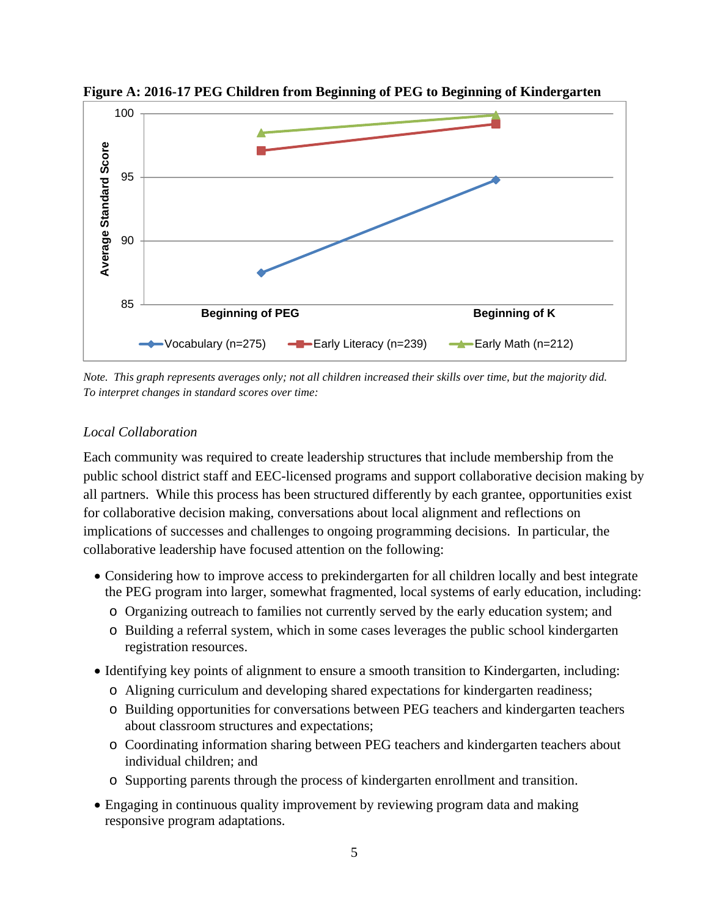**Figure A: 2016-17 PEG Children from Beginning of PEG to Beginning of Kindergarten**

*Note. This graph represents averages only; not all children increased their skills over time, but the majority did. To interpret changes in standard scores over time:*

*Local Collaboration*

Each community was required to create leadership structures that include membership from the public school district staff and EEC-licensed programs and support collaborative decision making by all partners. While this process has been structured differently by each grantee, opportunities exist for collaborative decision making, conversations about local alignment and reflections on implications of successes and challenges to ongoing programming decisions. In particular, the collaborative leadership have focused attention on the following:

- Considering how to improve access to prekindergarten for all children locally and best integrate the PEG program into larger, somewhat fragmented, local systems of early education, including:
  - Organizing outreach to families not currently served by the early education system; and
  - Building a referral system, which in some cases leverages the public school kindergarten registration resources.
- Identifying key points of alignment to ensure a smooth transition to Kindergarten, including:
  - Aligning curriculum and developing shared expectations for kindergarten readiness;
  - Building opportunities for conversations between PEG teachers and kindergarten teachers about classroom structures and expectations;
  - Coordinating information sharing between PEG teachers and kindergarten teachers about individual children; and
  - Supporting parents through the process of kindergarten enrollment and transition.
- Engaging in continuous quality improvement by reviewing program data and making responsive program adaptations.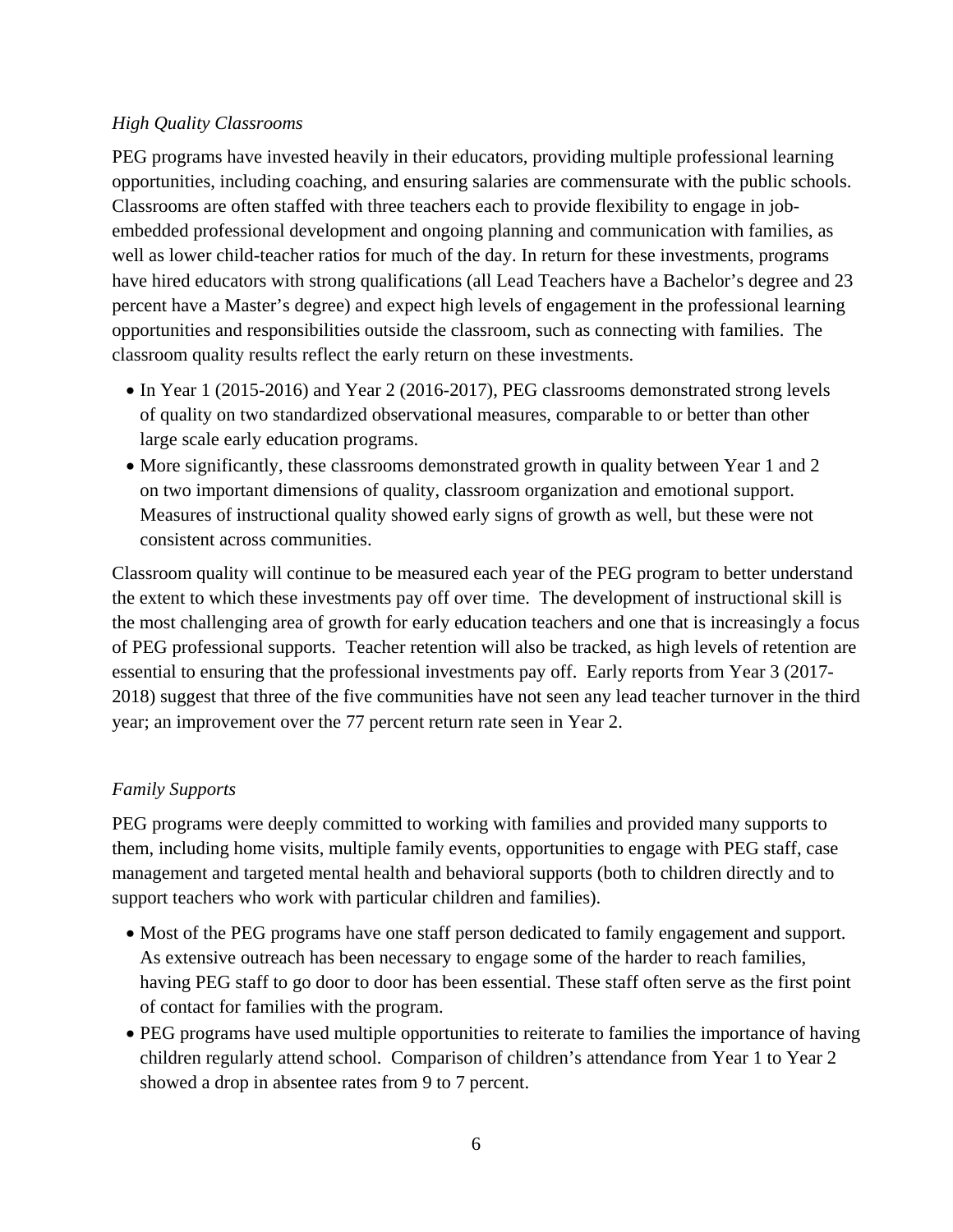*High Quality Classrooms*

PEG programs have invested heavily in their educators, providing multiple professional learning opportunities, including coaching, and ensuring salaries are commensurate with the public schools. Classrooms are often staffed with three teachers each to provide flexibility to engage in job-embedded professional development and ongoing planning and communication with families, as well as lower child-teacher ratios for much of the day. In return for these investments, programs have hired educators with strong qualifications (all Lead Teachers have a Bachelor's degree and 23 percent have a Master's degree) and expect high levels of engagement in the professional learning opportunities and responsibilities outside the classroom, such as connecting with families. The classroom quality results reflect the early return on these investments.

- In Year 1 (2015-2016) and Year 2 (2016-2017), PEG classrooms demonstrated strong levels of quality on two standardized observational measures, comparable to or better than other large scale early education programs.
- More significantly, these classrooms demonstrated growth in quality between Year 1 and 2 on two important dimensions of quality, classroom organization and emotional support. Measures of instructional quality showed early signs of growth as well, but these were not consistent across communities.

Classroom quality will continue to be measured each year of the PEG program to better understand the extent to which these investments pay off over time. The development of instructional skill is the most challenging area of growth for early education teachers and one that is increasingly a focus of PEG professional supports. Teacher retention will also be tracked, as high levels of retention are essential to ensuring that the professional investments pay off. Early reports from Year 3 (2017-2018) suggest that three of the five communities have not seen any lead teacher turnover in the third year; an improvement over the 77 percent return rate seen in Year 2.

*Family Supports*

PEG programs were deeply committed to working with families and provided many supports to them, including home visits, multiple family events, opportunities to engage with PEG staff, case management and targeted mental health and behavioral supports (both to children directly and to support teachers who work with particular children and families).

- Most of the PEG programs have one staff person dedicated to family engagement and support. As extensive outreach has been necessary to engage some of the harder to reach families, having PEG staff to go door to door has been essential. These staff often serve as the first point of contact for families with the program.
- PEG programs have used multiple opportunities to reiterate to families the importance of having children regularly attend school. Comparison of children's attendance from Year 1 to Year 2 showed a drop in absentee rates from 9 to 7 percent.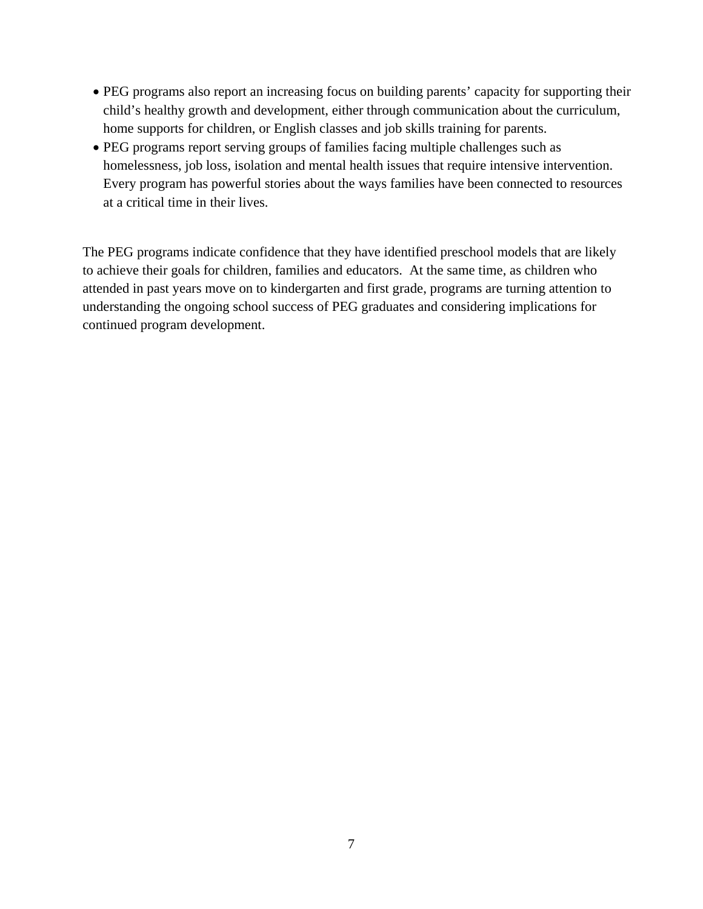- PEG programs also report an increasing focus on building parents' capacity for supporting their child's healthy growth and development, either through communication about the curriculum, home supports for children, or English classes and job skills training for parents.
- PEG programs report serving groups of families facing multiple challenges such as homelessness, job loss, isolation and mental health issues that require intensive intervention. Every program has powerful stories about the ways families have been connected to resources at a critical time in their lives.

The PEG programs indicate confidence that they have identified preschool models that are likely to achieve their goals for children, families and educators. At the same time, as children who attended in past years move on to kindergarten and first grade, programs are turning attention to understanding the ongoing school success of PEG graduates and considering implications for continued program development.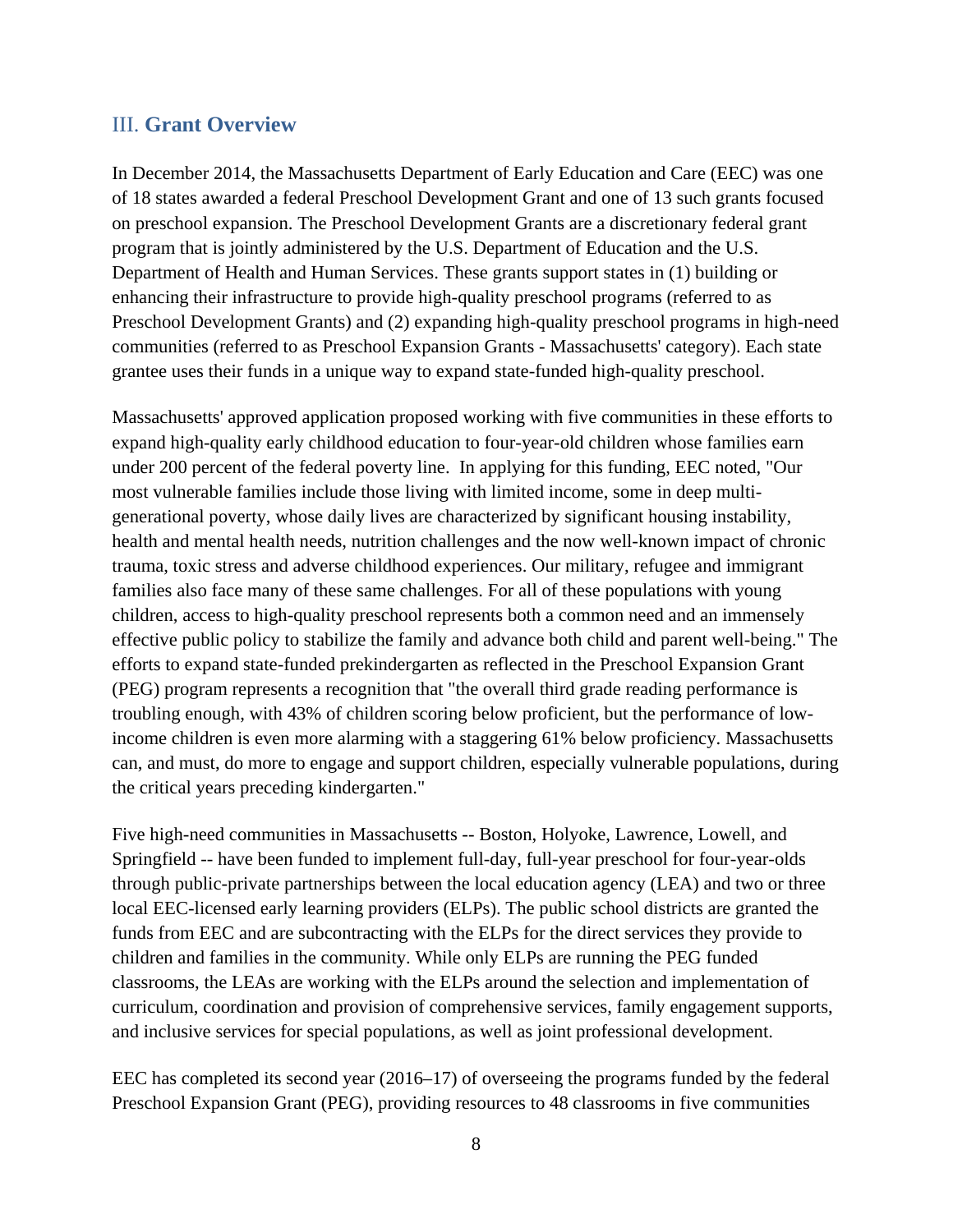## III. **Grant Overview**

In December 2014, the Massachusetts Department of Early Education and Care (EEC) was one of 18 states awarded a federal Preschool Development Grant and one of 13 such grants focused on preschool expansion. The Preschool Development Grants are a discretionary federal grant program that is jointly administered by the U.S. Department of Education and the U.S. Department of Health and Human Services. These grants support states in (1) building or enhancing their infrastructure to provide high-quality preschool programs (referred to as Preschool Development Grants) and (2) expanding high-quality preschool programs in high-need communities (referred to as Preschool Expansion Grants - Massachusetts' category). Each state grantee uses their funds in a unique way to expand state-funded high-quality preschool.

Massachusetts' approved application proposed working with five communities in these efforts to expand high-quality early childhood education to four-year-old children whose families earn under 200 percent of the federal poverty line. In applying for this funding, EEC noted, "Our most vulnerable families include those living with limited income, some in deep multi-generational poverty, whose daily lives are characterized by significant housing instability, health and mental health needs, nutrition challenges and the now well-known impact of chronic trauma, toxic stress and adverse childhood experiences. Our military, refugee and immigrant families also face many of these same challenges. For all of these populations with young children, access to high-quality preschool represents both a common need and an immensely effective public policy to stabilize the family and advance both child and parent well-being." The efforts to expand state-funded prekindergarten as reflected in the Preschool Expansion Grant (PEG) program represents a recognition that "the overall third grade reading performance is troubling enough, with 43% of children scoring below proficient, but the performance of low-income children is even more alarming with a staggering 61% below proficiency. Massachusetts can, and must, do more to engage and support children, especially vulnerable populations, during the critical years preceding kindergarten."

Five high-need communities in Massachusetts -- Boston, Holyoke, Lawrence, Lowell, and Springfield -- have been funded to implement full-day, full-year preschool for four-year-olds through public-private partnerships between the local education agency (LEA) and two or three local EEC-licensed early learning providers (ELPs). The public school districts are granted the funds from EEC and are subcontracting with the ELPs for the direct services they provide to children and families in the community. While only ELPs are running the PEG funded classrooms, the LEAs are working with the ELPs around the selection and implementation of curriculum, coordination and provision of comprehensive services, family engagement supports, and inclusive services for special populations, as well as joint professional development.

EEC has completed its second year (2016–17) of overseeing the programs funded by the federal Preschool Expansion Grant (PEG), providing resources to 48 classrooms in five communities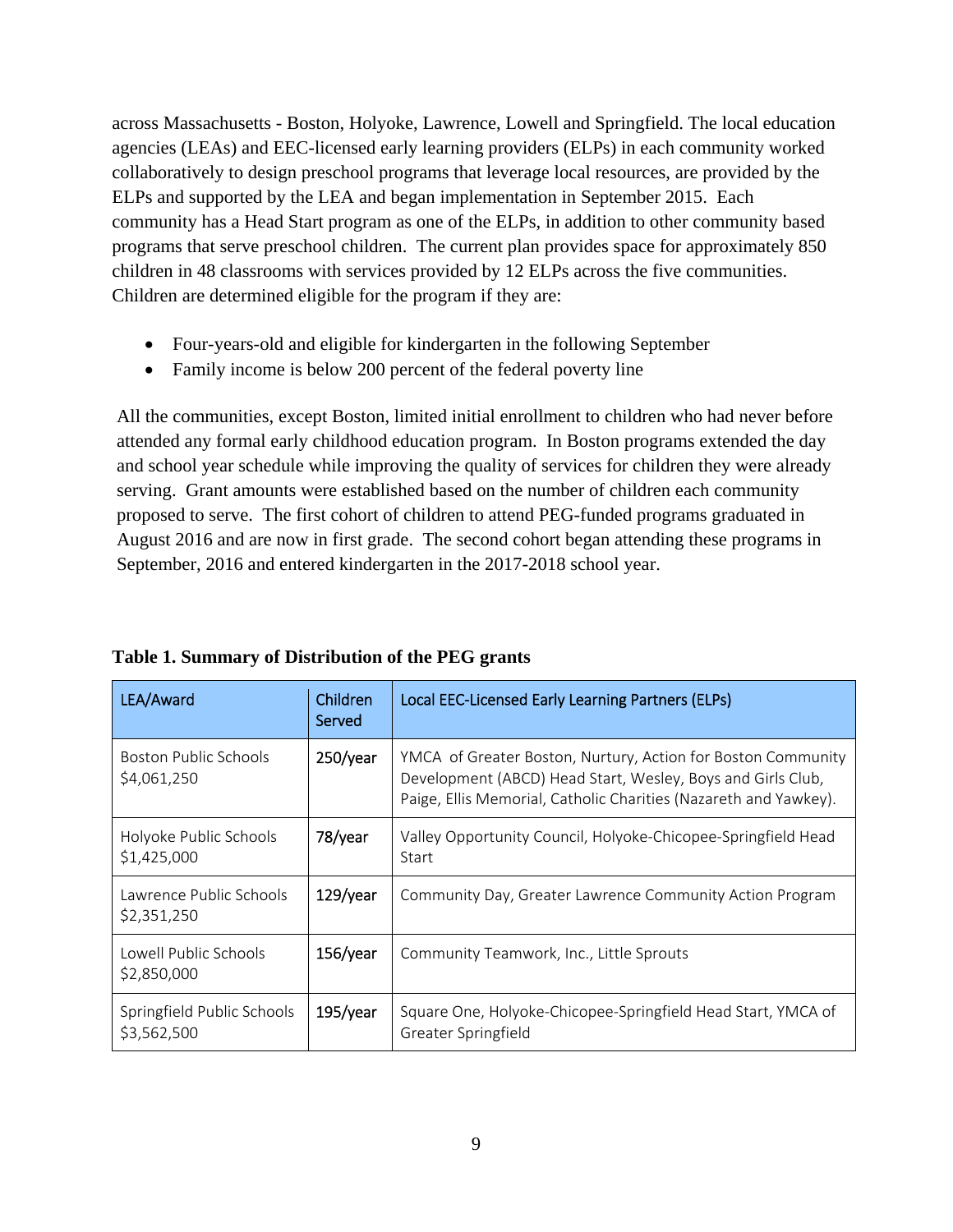across Massachusetts - Boston, Holyoke, Lawrence, Lowell and Springfield. The local education agencies (LEAs) and EEC-licensed early learning providers (ELPs) in each community worked collaboratively to design preschool programs that leverage local resources, are provided by the ELPs and supported by the LEA and began implementation in September 2015. Each community has a Head Start program as one of the ELPs, in addition to other community based programs that serve preschool children. The current plan provides space for approximately 850 children in 48 classrooms with services provided by 12 ELPs across the five communities. Children are determined eligible for the program if they are:

- Four-years-old and eligible for kindergarten in the following September
- Family income is below 200 percent of the federal poverty line

All the communities, except Boston, limited initial enrollment to children who had never before attended any formal early childhood education program. In Boston programs extended the day and school year schedule while improving the quality of services for children they were already serving. Grant amounts were established based on the number of children each community proposed to serve. The first cohort of children to attend PEG-funded programs graduated in August 2016 and are now in first grade. The second cohort began attending these programs in September, 2016 and entered kindergarten in the 2017-2018 school year.

**Table 1. Summary of Distribution of the PEG grants**

| LEA/Award | Children Served | Local EEC-Licensed Early Learning Partners (ELPs) |
|---|---|---|
| Boston Public Schools $4,061,250 | 250/year | YMCA of Greater Boston, Nurtury, Action for Boston Community Development (ABCD) Head Start, Wesley, Boys and Girls Club, Paige, Ellis Memorial, Catholic Charities (Nazareth and Yawkey). |
| Holyoke Public Schools $1,425,000 | 78/year | Valley Opportunity Council, Holyoke-Chicopee-Springfield Head Start |
| Lawrence Public Schools $2,351,250 | 129/year | Community Day, Greater Lawrence Community Action Program |
| Lowell Public Schools $2,850,000 | 156/year | Community Teamwork, Inc., Little Sprouts |
| Springfield Public Schools $3,562,500 | 195/year | Square One, Holyoke-Chicopee-Springfield Head Start, YMCA of Greater Springfield |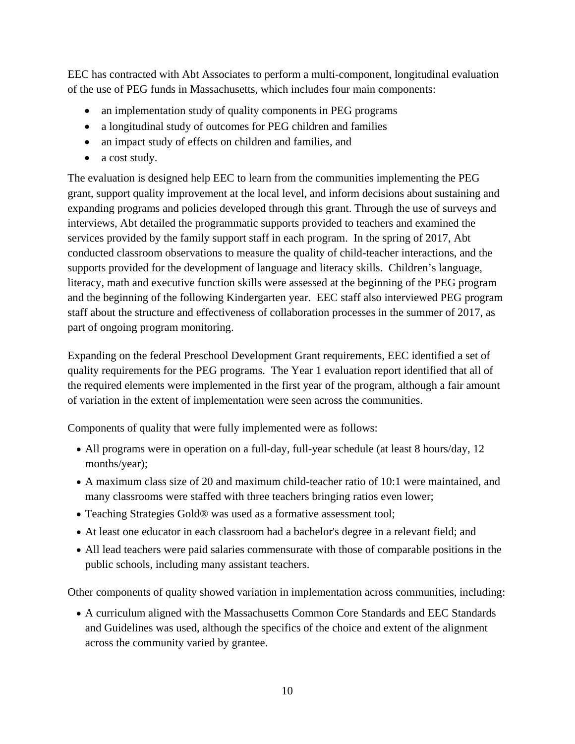EEC has contracted with Abt Associates to perform a multi-component, longitudinal evaluation of the use of PEG funds in Massachusetts, which includes four main components:

- an implementation study of quality components in PEG programs
- a longitudinal study of outcomes for PEG children and families
- an impact study of effects on children and families, and
- a cost study.

The evaluation is designed help EEC to learn from the communities implementing the PEG grant, support quality improvement at the local level, and inform decisions about sustaining and expanding programs and policies developed through this grant. Through the use of surveys and interviews, Abt detailed the programmatic supports provided to teachers and examined the services provided by the family support staff in each program. In the spring of 2017, Abt conducted classroom observations to measure the quality of child-teacher interactions, and the supports provided for the development of language and literacy skills. Children's language, literacy, math and executive function skills were assessed at the beginning of the PEG program and the beginning of the following Kindergarten year. EEC staff also interviewed PEG program staff about the structure and effectiveness of collaboration processes in the summer of 2017, as part of ongoing program monitoring.

Expanding on the federal Preschool Development Grant requirements, EEC identified a set of quality requirements for the PEG programs. The Year 1 evaluation report identified that all of the required elements were implemented in the first year of the program, although a fair amount of variation in the extent of implementation were seen across the communities.

Components of quality that were fully implemented were as follows:

- All programs were in operation on a full-day, full-year schedule (at least 8 hours/day, 12 months/year);
- A maximum class size of 20 and maximum child-teacher ratio of 10:1 were maintained, and many classrooms were staffed with three teachers bringing ratios even lower;
- Teaching Strategies Gold® was used as a formative assessment tool;
- At least one educator in each classroom had a bachelor's degree in a relevant field; and
- All lead teachers were paid salaries commensurate with those of comparable positions in the public schools, including many assistant teachers.

Other components of quality showed variation in implementation across communities, including:

- A curriculum aligned with the Massachusetts Common Core Standards and EEC Standards and Guidelines was used, although the specifics of the choice and extent of the alignment across the community varied by grantee.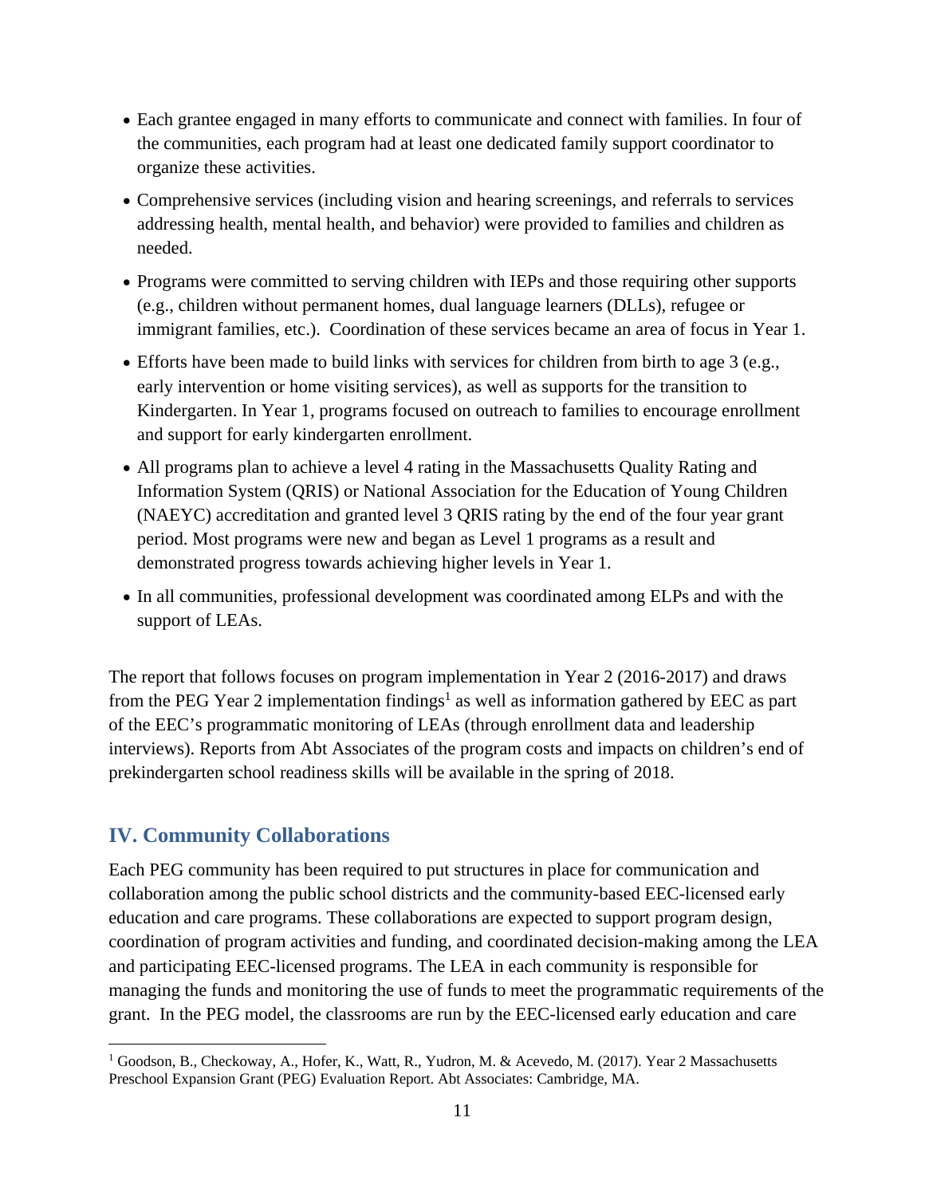- Each grantee engaged in many efforts to communicate and connect with families. In four of the communities, each program had at least one dedicated family support coordinator to organize these activities.
- Comprehensive services (including vision and hearing screenings, and referrals to services addressing health, mental health, and behavior) were provided to families and children as needed.
- Programs were committed to serving children with IEPs and those requiring other supports (e.g., children without permanent homes, dual language learners (DLLs), refugee or immigrant families, etc.). Coordination of these services became an area of focus in Year 1.
- Efforts have been made to build links with services for children from birth to age 3 (e.g., early intervention or home visiting services), as well as supports for the transition to Kindergarten. In Year 1, programs focused on outreach to families to encourage enrollment and support for early kindergarten enrollment.
- All programs plan to achieve a level 4 rating in the Massachusetts Quality Rating and Information System (QRIS) or National Association for the Education of Young Children (NAEYC) accreditation and granted level 3 QRIS rating by the end of the four year grant period. Most programs were new and began as Level 1 programs as a result and demonstrated progress towards achieving higher levels in Year 1.
- In all communities, professional development was coordinated among ELPs and with the support of LEAs.

The report that follows focuses on program implementation in Year 2 (2016-2017) and draws from the PEG Year 2 implementation findings[1] as well as information gathered by EEC as part of the EEC's programmatic monitoring of LEAs (through enrollment data and leadership interviews). Reports from Abt Associates of the program costs and impacts on children's end of prekindergarten school readiness skills will be available in the spring of 2018.

## IV. Community Collaborations

Each PEG community has been required to put structures in place for communication and collaboration among the public school districts and the community-based EEC-licensed early education and care programs. These collaborations are expected to support program design, coordination of program activities and funding, and coordinated decision-making among the LEA and participating EEC-licensed programs. The LEA in each community is responsible for managing the funds and monitoring the use of funds to meet the programmatic requirements of the grant. In the PEG model, the classrooms are run by the EEC-licensed early education and care

[1] Goodson, B., Checkoway, A., Hofer, K., Watt, R., Yudron, M. & Acevedo, M. (2017). Year 2 Massachusetts Preschool Expansion Grant (PEG) Evaluation Report. Abt Associates: Cambridge, MA.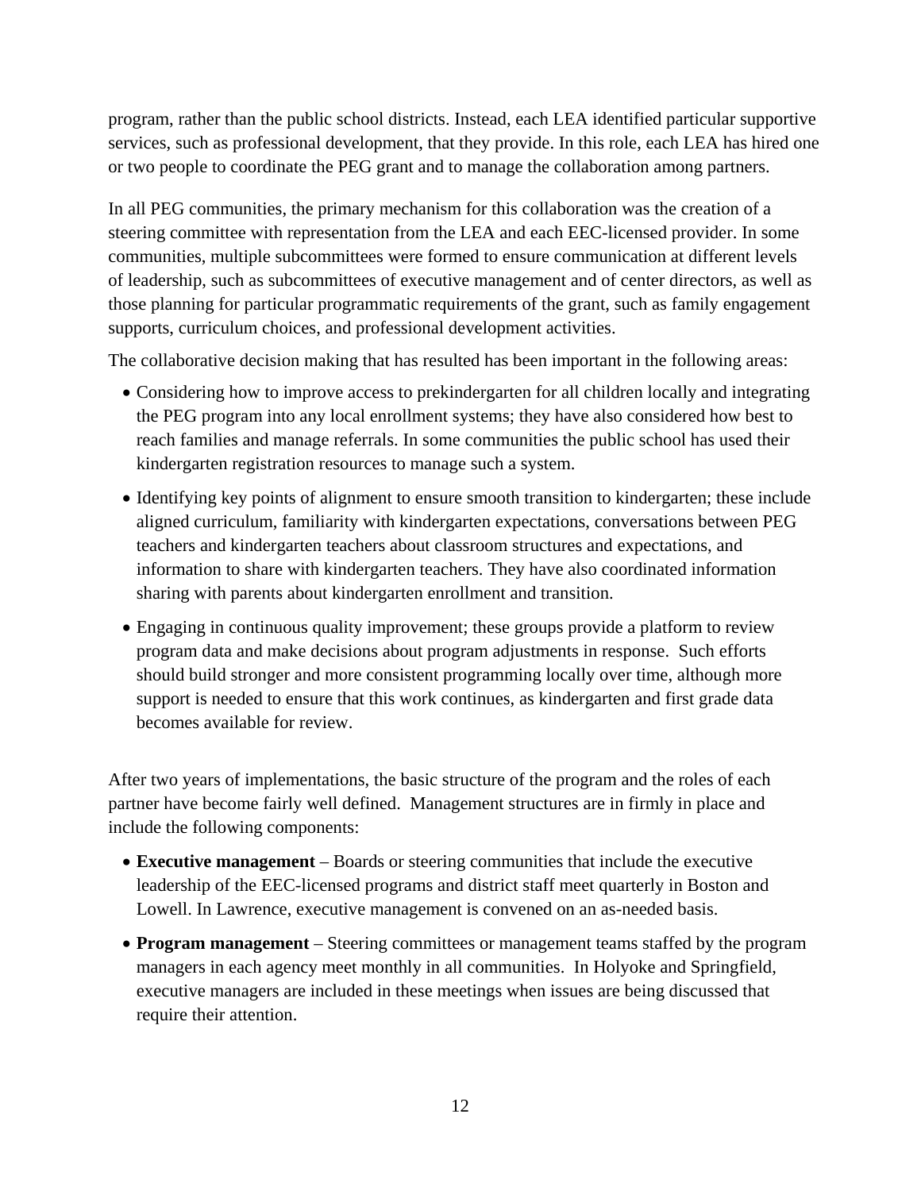program, rather than the public school districts. Instead, each LEA identified particular supportive services, such as professional development, that they provide. In this role, each LEA has hired one or two people to coordinate the PEG grant and to manage the collaboration among partners.

In all PEG communities, the primary mechanism for this collaboration was the creation of a steering committee with representation from the LEA and each EEC-licensed provider. In some communities, multiple subcommittees were formed to ensure communication at different levels of leadership, such as subcommittees of executive management and of center directors, as well as those planning for particular programmatic requirements of the grant, such as family engagement supports, curriculum choices, and professional development activities.

The collaborative decision making that has resulted has been important in the following areas:

- Considering how to improve access to prekindergarten for all children locally and integrating the PEG program into any local enrollment systems; they have also considered how best to reach families and manage referrals. In some communities the public school has used their kindergarten registration resources to manage such a system.
- Identifying key points of alignment to ensure smooth transition to kindergarten; these include aligned curriculum, familiarity with kindergarten expectations, conversations between PEG teachers and kindergarten teachers about classroom structures and expectations, and information to share with kindergarten teachers. They have also coordinated information sharing with parents about kindergarten enrollment and transition.
- Engaging in continuous quality improvement; these groups provide a platform to review program data and make decisions about program adjustments in response. Such efforts should build stronger and more consistent programming locally over time, although more support is needed to ensure that this work continues, as kindergarten and first grade data becomes available for review.

After two years of implementations, the basic structure of the program and the roles of each partner have become fairly well defined. Management structures are in firmly in place and include the following components:

- **Executive management** – Boards or steering communities that include the executive leadership of the EEC-licensed programs and district staff meet quarterly in Boston and Lowell. In Lawrence, executive management is convened on an as-needed basis.
- **Program management** – Steering committees or management teams staffed by the program managers in each agency meet monthly in all communities. In Holyoke and Springfield, executive managers are included in these meetings when issues are being discussed that require their attention.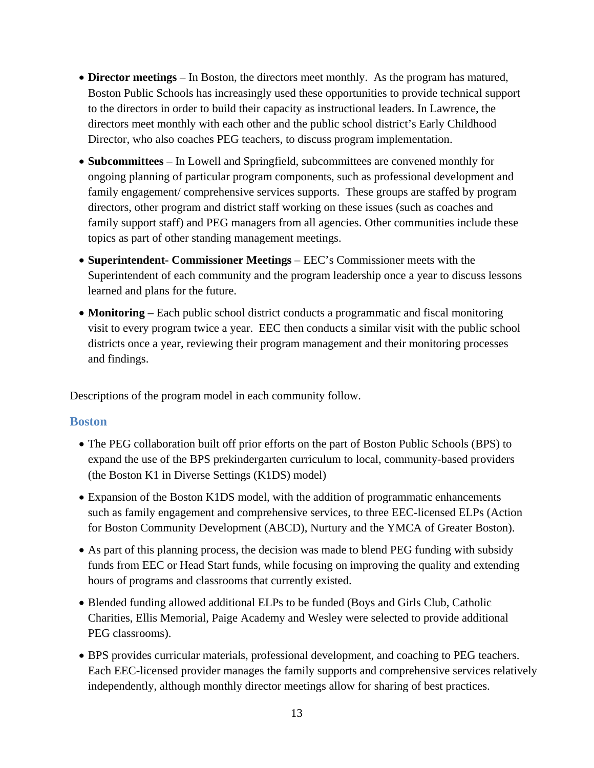- **Director meetings** – In Boston, the directors meet monthly. As the program has matured, Boston Public Schools has increasingly used these opportunities to provide technical support to the directors in order to build their capacity as instructional leaders. In Lawrence, the directors meet monthly with each other and the public school district's Early Childhood Director, who also coaches PEG teachers, to discuss program implementation.
- **Subcommittees** – In Lowell and Springfield, subcommittees are convened monthly for ongoing planning of particular program components, such as professional development and family engagement/ comprehensive services supports. These groups are staffed by program directors, other program and district staff working on these issues (such as coaches and family support staff) and PEG managers from all agencies. Other communities include these topics as part of other standing management meetings.
- **Superintendent- Commissioner Meetings** – EEC's Commissioner meets with the Superintendent of each community and the program leadership once a year to discuss lessons learned and plans for the future.
- **Monitoring** – Each public school district conducts a programmatic and fiscal monitoring visit to every program twice a year. EEC then conducts a similar visit with the public school districts once a year, reviewing their program management and their monitoring processes and findings.

Descriptions of the program model in each community follow.

### Boston

- The PEG collaboration built off prior efforts on the part of Boston Public Schools (BPS) to expand the use of the BPS prekindergarten curriculum to local, community-based providers (the Boston K1 in Diverse Settings (K1DS) model)
- Expansion of the Boston K1DS model, with the addition of programmatic enhancements such as family engagement and comprehensive services, to three EEC-licensed ELPs (Action for Boston Community Development (ABCD), Nurtury and the YMCA of Greater Boston).
- As part of this planning process, the decision was made to blend PEG funding with subsidy funds from EEC or Head Start funds, while focusing on improving the quality and extending hours of programs and classrooms that currently existed.
- Blended funding allowed additional ELPs to be funded (Boys and Girls Club, Catholic Charities, Ellis Memorial, Paige Academy and Wesley were selected to provide additional PEG classrooms).
- BPS provides curricular materials, professional development, and coaching to PEG teachers. Each EEC-licensed provider manages the family supports and comprehensive services relatively independently, although monthly director meetings allow for sharing of best practices.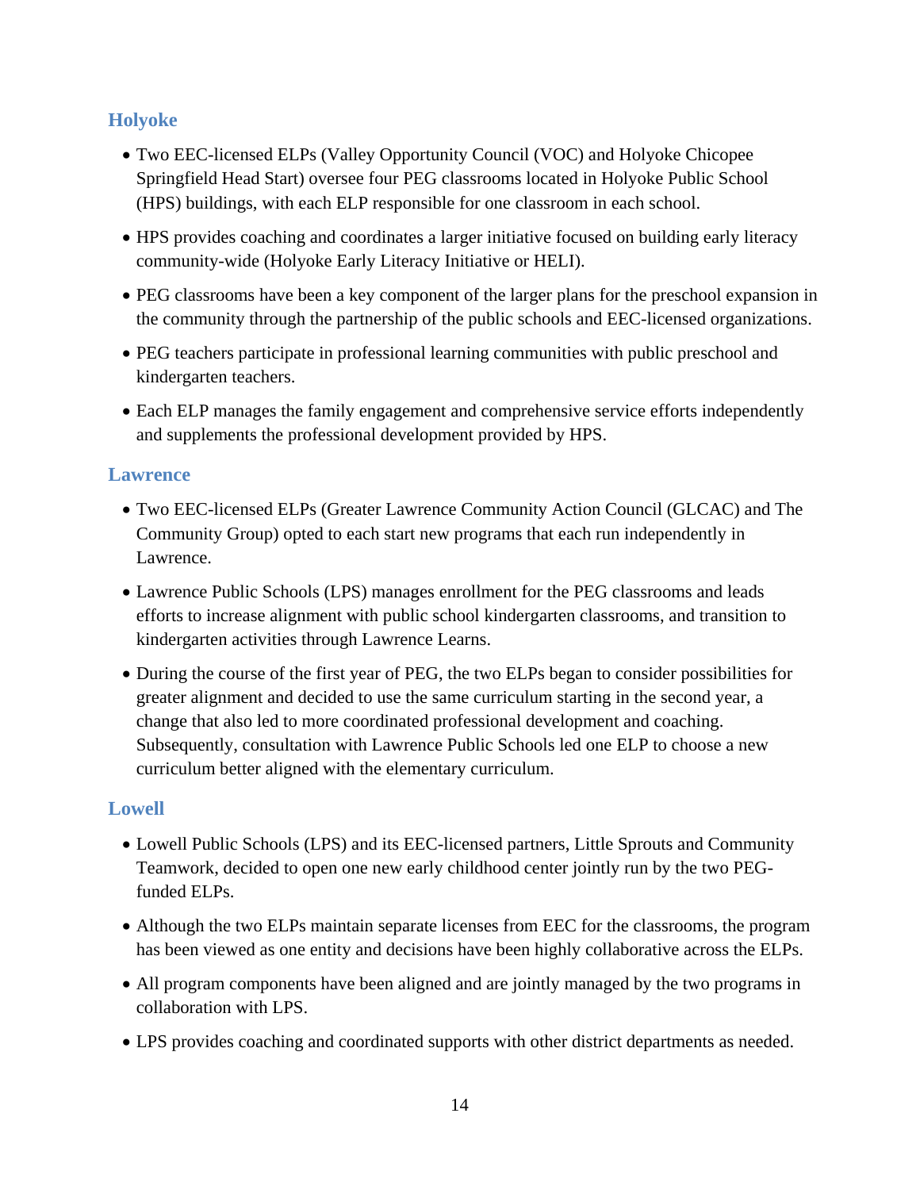### Holyoke

- Two EEC-licensed ELPs (Valley Opportunity Council (VOC) and Holyoke Chicopee Springfield Head Start) oversee four PEG classrooms located in Holyoke Public School (HPS) buildings, with each ELP responsible for one classroom in each school.
- HPS provides coaching and coordinates a larger initiative focused on building early literacy community-wide (Holyoke Early Literacy Initiative or HELI).
- PEG classrooms have been a key component of the larger plans for the preschool expansion in the community through the partnership of the public schools and EEC-licensed organizations.
- PEG teachers participate in professional learning communities with public preschool and kindergarten teachers.
- Each ELP manages the family engagement and comprehensive service efforts independently and supplements the professional development provided by HPS.

### Lawrence

- Two EEC-licensed ELPs (Greater Lawrence Community Action Council (GLCAC) and The Community Group) opted to each start new programs that each run independently in Lawrence.
- Lawrence Public Schools (LPS) manages enrollment for the PEG classrooms and leads efforts to increase alignment with public school kindergarten classrooms, and transition to kindergarten activities through Lawrence Learns.
- During the course of the first year of PEG, the two ELPs began to consider possibilities for greater alignment and decided to use the same curriculum starting in the second year, a change that also led to more coordinated professional development and coaching. Subsequently, consultation with Lawrence Public Schools led one ELP to choose a new curriculum better aligned with the elementary curriculum.

### Lowell

- Lowell Public Schools (LPS) and its EEC-licensed partners, Little Sprouts and Community Teamwork, decided to open one new early childhood center jointly run by the two PEG-funded ELPs.
- Although the two ELPs maintain separate licenses from EEC for the classrooms, the program has been viewed as one entity and decisions have been highly collaborative across the ELPs.
- All program components have been aligned and are jointly managed by the two programs in collaboration with LPS.
- LPS provides coaching and coordinated supports with other district departments as needed.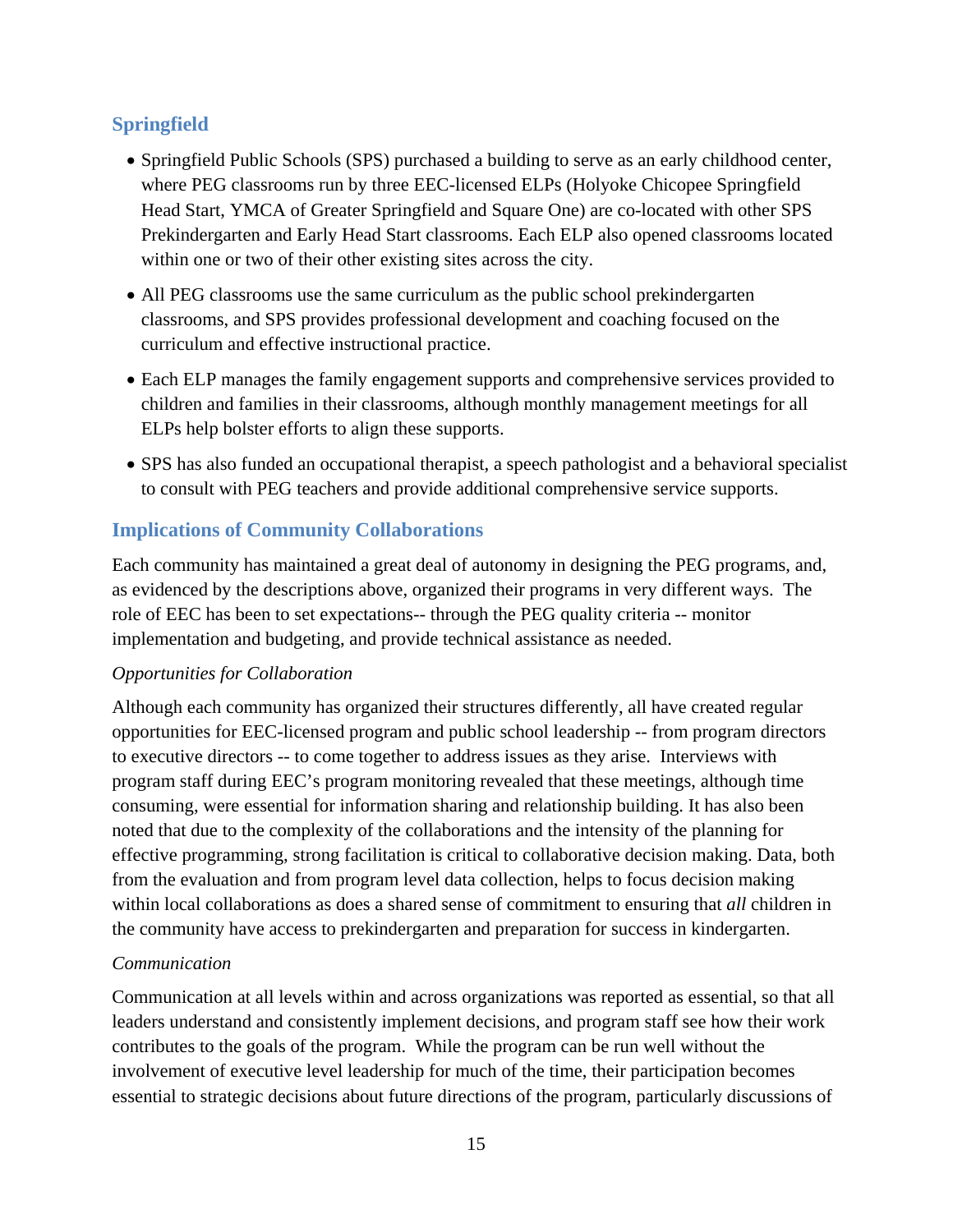### Springfield

- Springfield Public Schools (SPS) purchased a building to serve as an early childhood center, where PEG classrooms run by three EEC-licensed ELPs (Holyoke Chicopee Springfield Head Start, YMCA of Greater Springfield and Square One) are co-located with other SPS Prekindergarten and Early Head Start classrooms. Each ELP also opened classrooms located within one or two of their other existing sites across the city.
- All PEG classrooms use the same curriculum as the public school prekindergarten classrooms, and SPS provides professional development and coaching focused on the curriculum and effective instructional practice.
- Each ELP manages the family engagement supports and comprehensive services provided to children and families in their classrooms, although monthly management meetings for all ELPs help bolster efforts to align these supports.
- SPS has also funded an occupational therapist, a speech pathologist and a behavioral specialist to consult with PEG teachers and provide additional comprehensive service supports.

## Implications of Community Collaborations

Each community has maintained a great deal of autonomy in designing the PEG programs, and, as evidenced by the descriptions above, organized their programs in very different ways. The role of EEC has been to set expectations-- through the PEG quality criteria -- monitor implementation and budgeting, and provide technical assistance as needed.

*Opportunities for Collaboration*

Although each community has organized their structures differently, all have created regular opportunities for EEC-licensed program and public school leadership -- from program directors to executive directors -- to come together to address issues as they arise. Interviews with program staff during EEC's program monitoring revealed that these meetings, although time consuming, were essential for information sharing and relationship building. It has also been noted that due to the complexity of the collaborations and the intensity of the planning for effective programming, strong facilitation is critical to collaborative decision making. Data, both from the evaluation and from program level data collection, helps to focus decision making within local collaborations as does a shared sense of commitment to ensuring that *all* children in the community have access to prekindergarten and preparation for success in kindergarten.

*Communication*

Communication at all levels within and across organizations was reported as essential, so that all leaders understand and consistently implement decisions, and program staff see how their work contributes to the goals of the program. While the program can be run well without the involvement of executive level leadership for much of the time, their participation becomes essential to strategic decisions about future directions of the program, particularly discussions of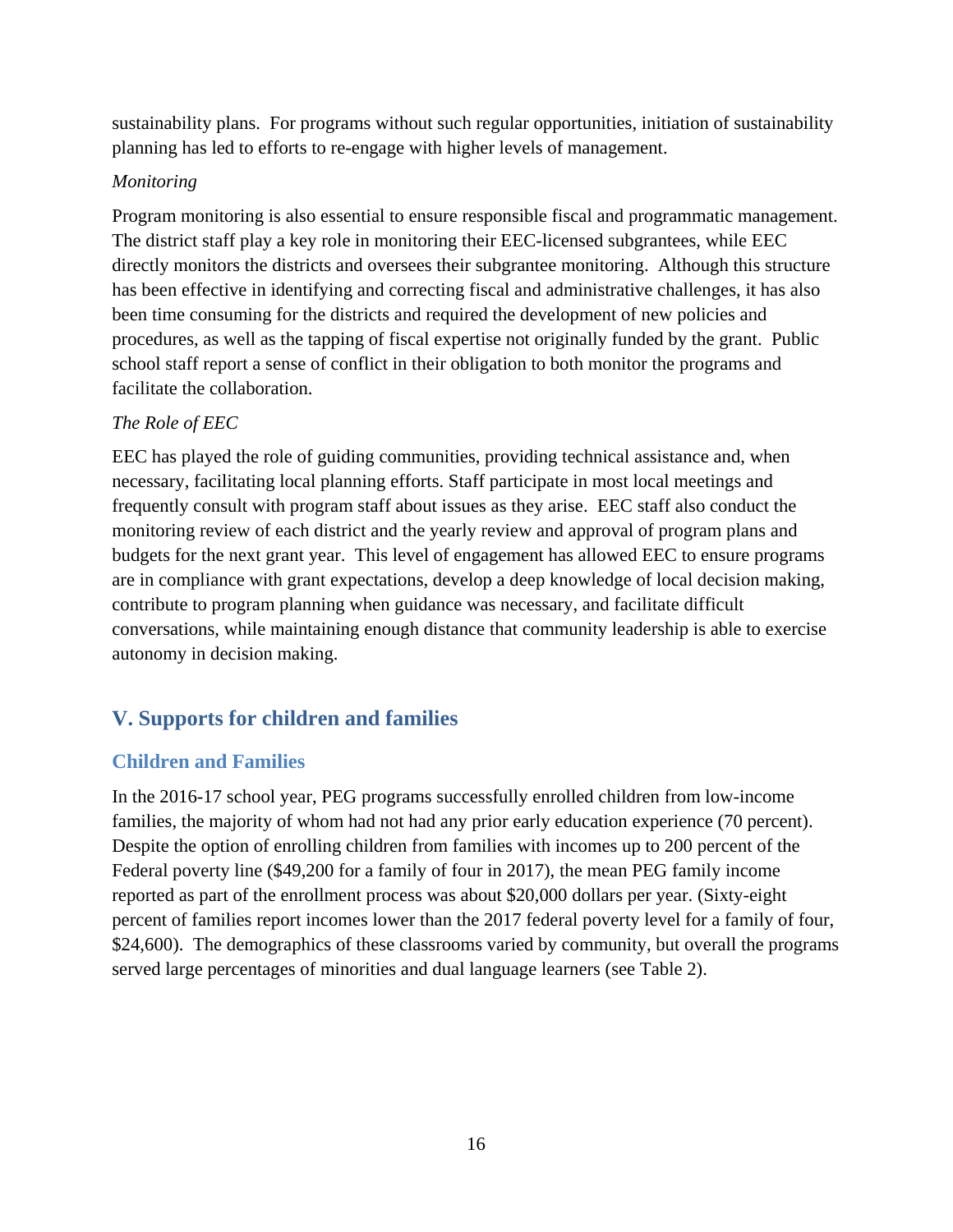sustainability plans. For programs without such regular opportunities, initiation of sustainability planning has led to efforts to re-engage with higher levels of management.

*Monitoring*

Program monitoring is also essential to ensure responsible fiscal and programmatic management. The district staff play a key role in monitoring their EEC-licensed subgrantees, while EEC directly monitors the districts and oversees their subgrantee monitoring. Although this structure has been effective in identifying and correcting fiscal and administrative challenges, it has also been time consuming for the districts and required the development of new policies and procedures, as well as the tapping of fiscal expertise not originally funded by the grant. Public school staff report a sense of conflict in their obligation to both monitor the programs and facilitate the collaboration.

*The Role of EEC*

EEC has played the role of guiding communities, providing technical assistance and, when necessary, facilitating local planning efforts. Staff participate in most local meetings and frequently consult with program staff about issues as they arise. EEC staff also conduct the monitoring review of each district and the yearly review and approval of program plans and budgets for the next grant year. This level of engagement has allowed EEC to ensure programs are in compliance with grant expectations, develop a deep knowledge of local decision making, contribute to program planning when guidance was necessary, and facilitate difficult conversations, while maintaining enough distance that community leadership is able to exercise autonomy in decision making.

## V. Supports for children and families

### Children and Families

In the 2016-17 school year, PEG programs successfully enrolled children from low-income families, the majority of whom had not had any prior early education experience (70 percent). Despite the option of enrolling children from families with incomes up to 200 percent of the Federal poverty line ($49,200 for a family of four in 2017), the mean PEG family income reported as part of the enrollment process was about $20,000 dollars per year. (Sixty-eight percent of families report incomes lower than the 2017 federal poverty level for a family of four, $24,600). The demographics of these classrooms varied by community, but overall the programs served large percentages of minorities and dual language learners (see Table 2).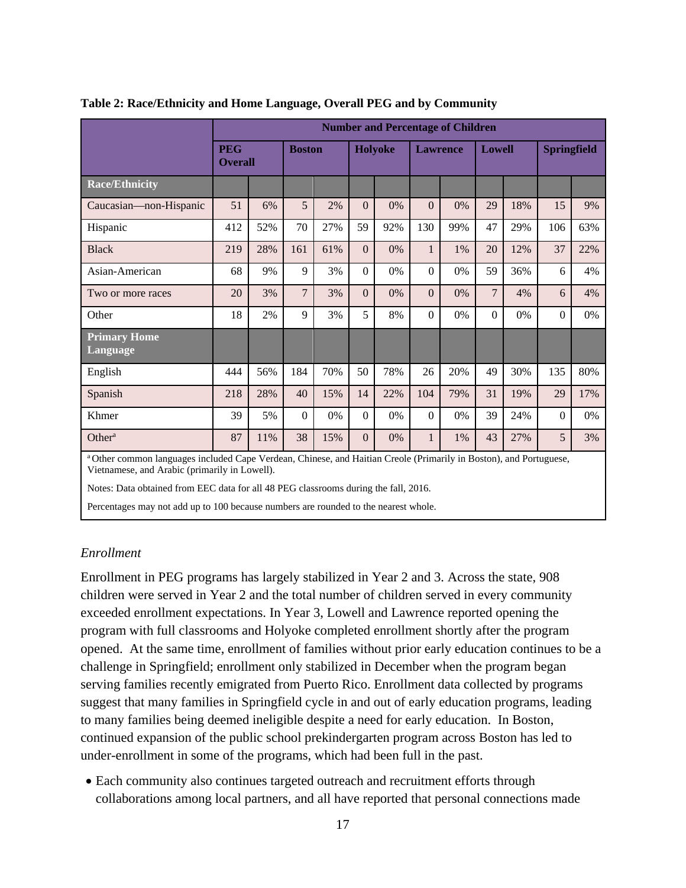**Table 2: Race/Ethnicity and Home Language, Overall PEG and by Community**

| | Number and Percentage of Children | | | | | | | | | | | |
|---|---|---|---|---|---|---|---|---|---|---|---|---|
| | PEG Overall | | Boston | | Holyoke | | Lawrence | | Lowell | | Springfield | |
| **Race/Ethnicity** | | | | | | | | | | | | |
| Caucasian—non-Hispanic | 51 | 6% | 5 | 2% | 0 | 0% | 0 | 0% | 29 | 18% | 15 | 9% |
| Hispanic | 412 | 52% | 70 | 27% | 59 | 92% | 130 | 99% | 47 | 29% | 106 | 63% |
| Black | 219 | 28% | 161 | 61% | 0 | 0% | 1 | 1% | 20 | 12% | 37 | 22% |
| Asian-American | 68 | 9% | 9 | 3% | 0 | 0% | 0 | 0% | 59 | 36% | 6 | 4% |
| Two or more races | 20 | 3% | 7 | 3% | 0 | 0% | 0 | 0% | 7 | 4% | 6 | 4% |
| Other | 18 | 2% | 9 | 3% | 5 | 8% | 0 | 0% | 0 | 0% | 0 | 0% |
| **Primary Home Language** | | | | | | | | | | | | |
| English | 444 | 56% | 184 | 70% | 50 | 78% | 26 | 20% | 49 | 30% | 135 | 80% |
| Spanish | 218 | 28% | 40 | 15% | 14 | 22% | 104 | 79% | 31 | 19% | 29 | 17% |
| Khmer | 39 | 5% | 0 | 0% | 0 | 0% | 0 | 0% | 39 | 24% | 0 | 0% |
| Other[a] | 87 | 11% | 38 | 15% | 0 | 0% | 1 | 1% | 43 | 27% | 5 | 3% |

[a] Other common languages included Cape Verdean, Chinese, and Haitian Creole (Primarily in Boston), and Portuguese, Vietnamese, and Arabic (primarily in Lowell).

Notes: Data obtained from EEC data for all 48 PEG classrooms during the fall, 2016.

Percentages may not add up to 100 because numbers are rounded to the nearest whole.

*Enrollment*

Enrollment in PEG programs has largely stabilized in Year 2 and 3. Across the state, 908 children were served in Year 2 and the total number of children served in every community exceeded enrollment expectations. In Year 3, Lowell and Lawrence reported opening the program with full classrooms and Holyoke completed enrollment shortly after the program opened. At the same time, enrollment of families without prior early education continues to be a challenge in Springfield; enrollment only stabilized in December when the program began serving families recently emigrated from Puerto Rico. Enrollment data collected by programs suggest that many families in Springfield cycle in and out of early education programs, leading to many families being deemed ineligible despite a need for early education. In Boston, continued expansion of the public school prekindergarten program across Boston has led to under-enrollment in some of the programs, which had been full in the past.

- Each community also continues targeted outreach and recruitment efforts through collaborations among local partners, and all have reported that personal connections made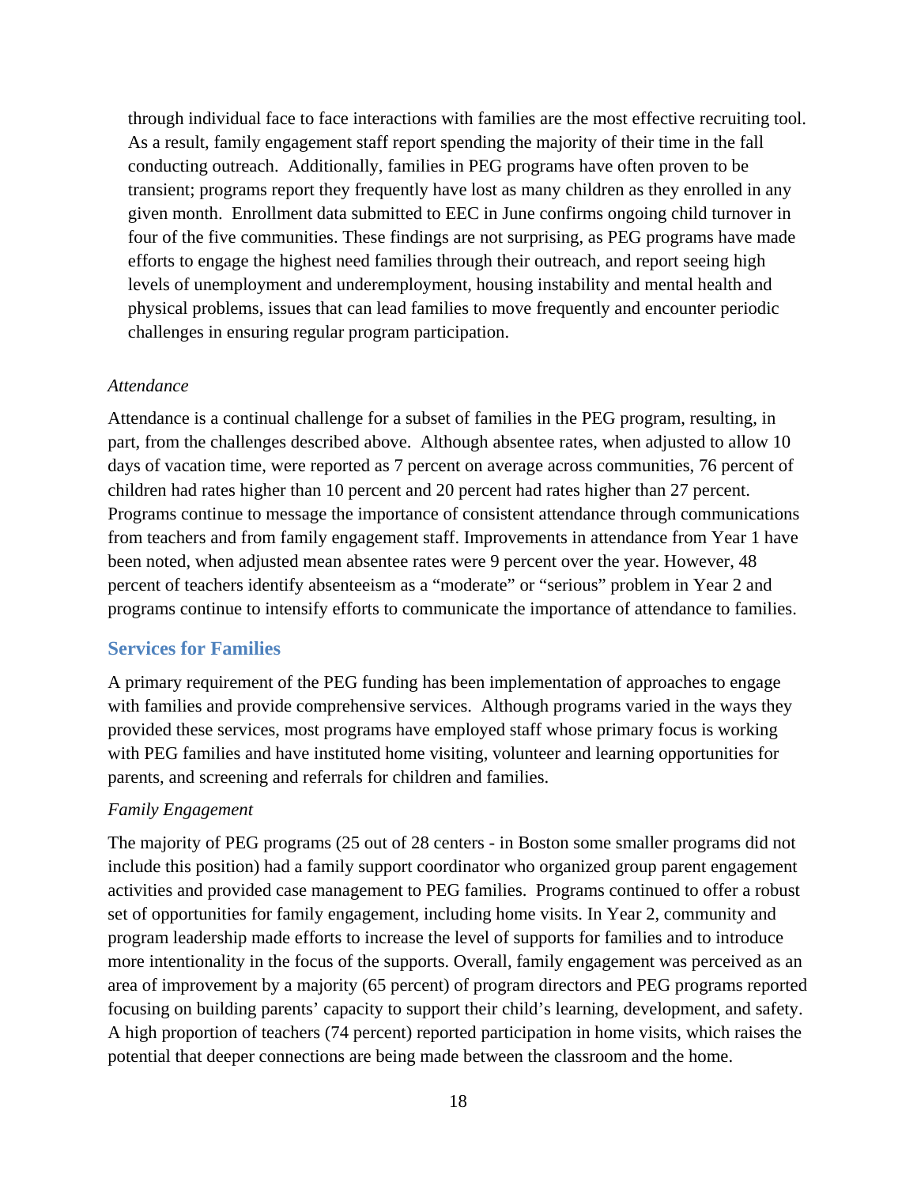through individual face to face interactions with families are the most effective recruiting tool. As a result, family engagement staff report spending the majority of their time in the fall conducting outreach. Additionally, families in PEG programs have often proven to be transient; programs report they frequently have lost as many children as they enrolled in any given month. Enrollment data submitted to EEC in June confirms ongoing child turnover in four of the five communities. These findings are not surprising, as PEG programs have made efforts to engage the highest need families through their outreach, and report seeing high levels of unemployment and underemployment, housing instability and mental health and physical problems, issues that can lead families to move frequently and encounter periodic challenges in ensuring regular program participation.

*Attendance*

Attendance is a continual challenge for a subset of families in the PEG program, resulting, in part, from the challenges described above. Although absentee rates, when adjusted to allow 10 days of vacation time, were reported as 7 percent on average across communities, 76 percent of children had rates higher than 10 percent and 20 percent had rates higher than 27 percent. Programs continue to message the importance of consistent attendance through communications from teachers and from family engagement staff. Improvements in attendance from Year 1 have been noted, when adjusted mean absentee rates were 9 percent over the year. However, 48 percent of teachers identify absenteeism as a "moderate" or "serious" problem in Year 2 and programs continue to intensify efforts to communicate the importance of attendance to families.

## Services for Families

A primary requirement of the PEG funding has been implementation of approaches to engage with families and provide comprehensive services. Although programs varied in the ways they provided these services, most programs have employed staff whose primary focus is working with PEG families and have instituted home visiting, volunteer and learning opportunities for parents, and screening and referrals for children and families.

*Family Engagement*

The majority of PEG programs (25 out of 28 centers - in Boston some smaller programs did not include this position) had a family support coordinator who organized group parent engagement activities and provided case management to PEG families. Programs continued to offer a robust set of opportunities for family engagement, including home visits. In Year 2, community and program leadership made efforts to increase the level of supports for families and to introduce more intentionality in the focus of the supports. Overall, family engagement was perceived as an area of improvement by a majority (65 percent) of program directors and PEG programs reported focusing on building parents' capacity to support their child's learning, development, and safety. A high proportion of teachers (74 percent) reported participation in home visits, which raises the potential that deeper connections are being made between the classroom and the home.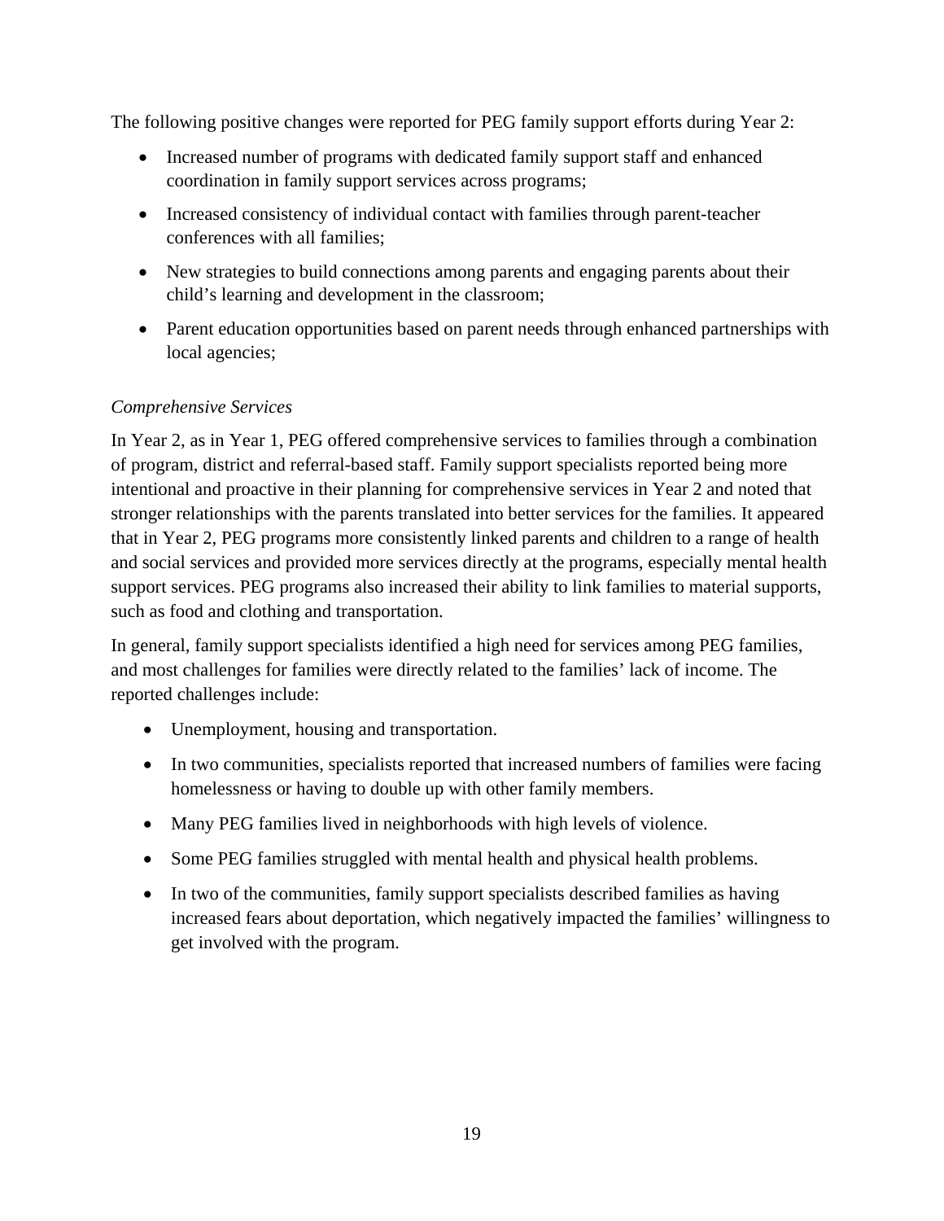The following positive changes were reported for PEG family support efforts during Year 2:

- Increased number of programs with dedicated family support staff and enhanced coordination in family support services across programs;
- Increased consistency of individual contact with families through parent-teacher conferences with all families;
- New strategies to build connections among parents and engaging parents about their child's learning and development in the classroom;
- Parent education opportunities based on parent needs through enhanced partnerships with local agencies;

*Comprehensive Services*

In Year 2, as in Year 1, PEG offered comprehensive services to families through a combination of program, district and referral-based staff. Family support specialists reported being more intentional and proactive in their planning for comprehensive services in Year 2 and noted that stronger relationships with the parents translated into better services for the families. It appeared that in Year 2, PEG programs more consistently linked parents and children to a range of health and social services and provided more services directly at the programs, especially mental health support services. PEG programs also increased their ability to link families to material supports, such as food and clothing and transportation.

In general, family support specialists identified a high need for services among PEG families, and most challenges for families were directly related to the families' lack of income. The reported challenges include:

- Unemployment, housing and transportation.
- In two communities, specialists reported that increased numbers of families were facing homelessness or having to double up with other family members.
- Many PEG families lived in neighborhoods with high levels of violence.
- Some PEG families struggled with mental health and physical health problems.
- In two of the communities, family support specialists described families as having increased fears about deportation, which negatively impacted the families' willingness to get involved with the program.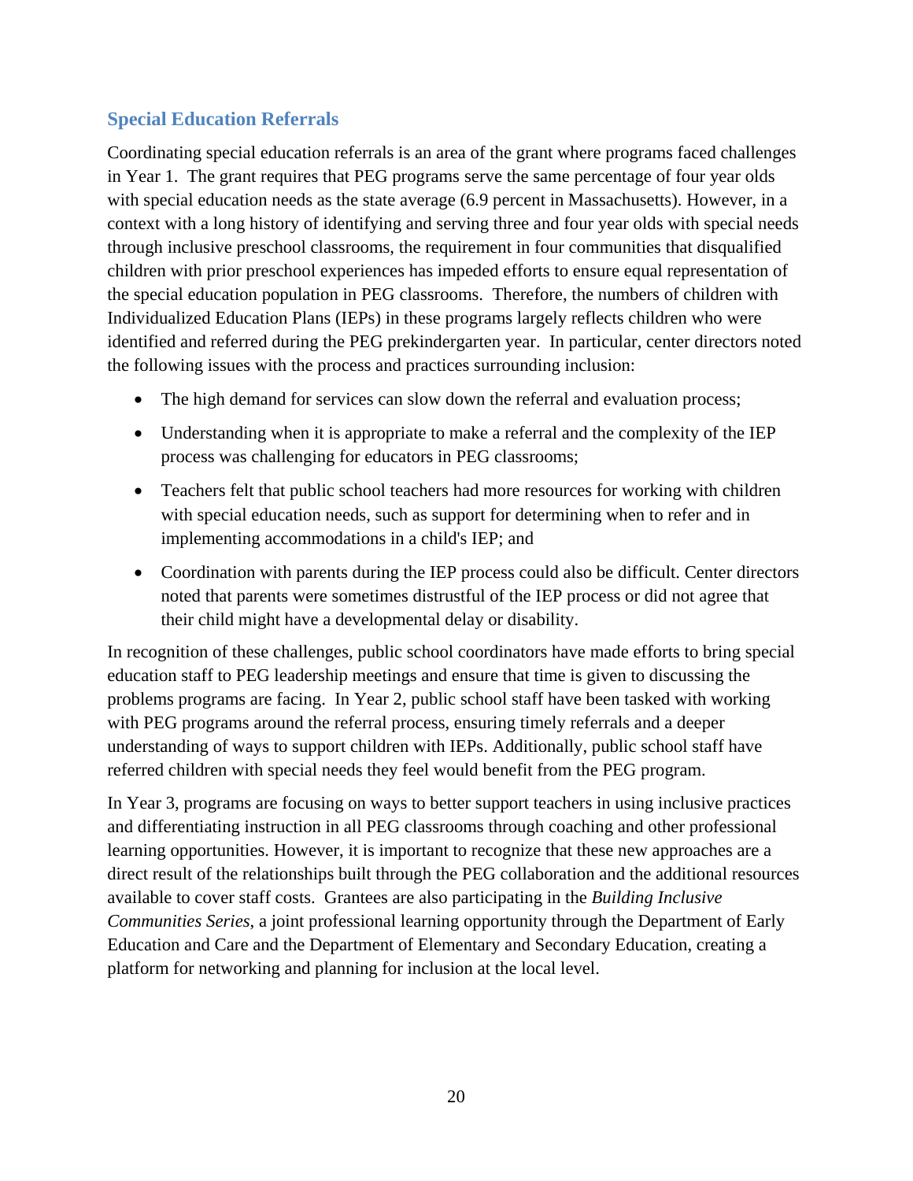## Special Education Referrals

Coordinating special education referrals is an area of the grant where programs faced challenges in Year 1. The grant requires that PEG programs serve the same percentage of four year olds with special education needs as the state average (6.9 percent in Massachusetts). However, in a context with a long history of identifying and serving three and four year olds with special needs through inclusive preschool classrooms, the requirement in four communities that disqualified children with prior preschool experiences has impeded efforts to ensure equal representation of the special education population in PEG classrooms. Therefore, the numbers of children with Individualized Education Plans (IEPs) in these programs largely reflects children who were identified and referred during the PEG prekindergarten year. In particular, center directors noted the following issues with the process and practices surrounding inclusion:

- The high demand for services can slow down the referral and evaluation process;
- Understanding when it is appropriate to make a referral and the complexity of the IEP process was challenging for educators in PEG classrooms;
- Teachers felt that public school teachers had more resources for working with children with special education needs, such as support for determining when to refer and in implementing accommodations in a child's IEP; and
- Coordination with parents during the IEP process could also be difficult. Center directors noted that parents were sometimes distrustful of the IEP process or did not agree that their child might have a developmental delay or disability.

In recognition of these challenges, public school coordinators have made efforts to bring special education staff to PEG leadership meetings and ensure that time is given to discussing the problems programs are facing. In Year 2, public school staff have been tasked with working with PEG programs around the referral process, ensuring timely referrals and a deeper understanding of ways to support children with IEPs. Additionally, public school staff have referred children with special needs they feel would benefit from the PEG program.

In Year 3, programs are focusing on ways to better support teachers in using inclusive practices and differentiating instruction in all PEG classrooms through coaching and other professional learning opportunities. However, it is important to recognize that these new approaches are a direct result of the relationships built through the PEG collaboration and the additional resources available to cover staff costs. Grantees are also participating in the *Building Inclusive Communities Series*, a joint professional learning opportunity through the Department of Early Education and Care and the Department of Elementary and Secondary Education, creating a platform for networking and planning for inclusion at the local level.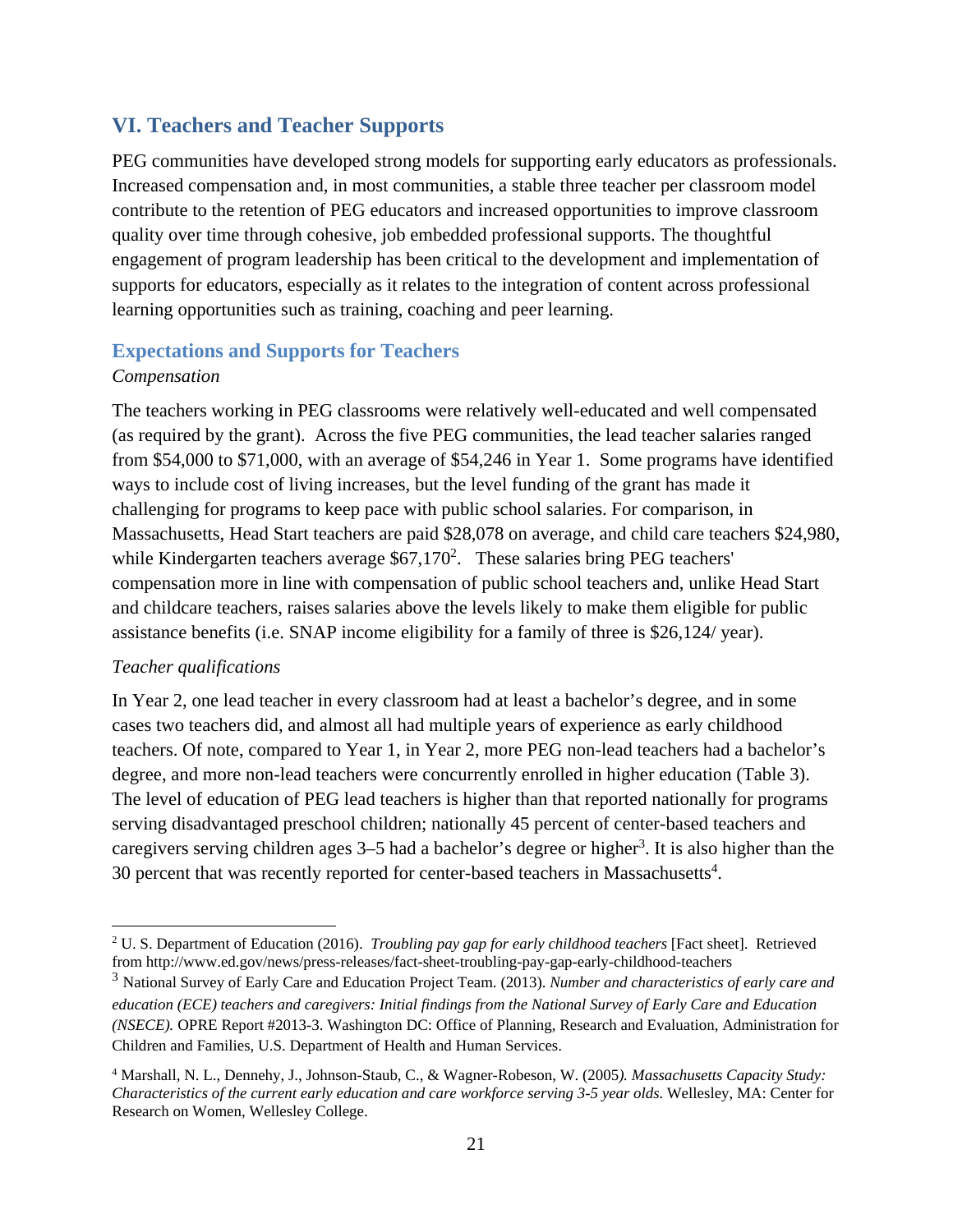## VI. Teachers and Teacher Supports

PEG communities have developed strong models for supporting early educators as professionals. Increased compensation and, in most communities, a stable three teacher per classroom model contribute to the retention of PEG educators and increased opportunities to improve classroom quality over time through cohesive, job embedded professional supports. The thoughtful engagement of program leadership has been critical to the development and implementation of supports for educators, especially as it relates to the integration of content across professional learning opportunities such as training, coaching and peer learning.

### Expectations and Supports for Teachers

*Compensation*

The teachers working in PEG classrooms were relatively well-educated and well compensated (as required by the grant). Across the five PEG communities, the lead teacher salaries ranged from $54,000 to $71,000, with an average of $54,246 in Year 1. Some programs have identified ways to include cost of living increases, but the level funding of the grant has made it challenging for programs to keep pace with public school salaries. For comparison, in Massachusetts, Head Start teachers are paid $28,078 on average, and child care teachers $24,980, while Kindergarten teachers average $67,170[2]. These salaries bring PEG teachers' compensation more in line with compensation of public school teachers and, unlike Head Start and childcare teachers, raises salaries above the levels likely to make them eligible for public assistance benefits (i.e. SNAP income eligibility for a family of three is $26,124/ year).

*Teacher qualifications*

In Year 2, one lead teacher in every classroom had at least a bachelor's degree, and in some cases two teachers did, and almost all had multiple years of experience as early childhood teachers. Of note, compared to Year 1, in Year 2, more PEG non-lead teachers had a bachelor's degree, and more non-lead teachers were concurrently enrolled in higher education (Table 3). The level of education of PEG lead teachers is higher than that reported nationally for programs serving disadvantaged preschool children; nationally 45 percent of center-based teachers and caregivers serving children ages 3–5 had a bachelor's degree or higher[3]. It is also higher than the 30 percent that was recently reported for center-based teachers in Massachusetts[4].

---

[2] U. S. Department of Education (2016). *Troubling pay gap for early childhood teachers* [Fact sheet]. Retrieved from http://www.ed.gov/news/press-releases/fact-sheet-troubling-pay-gap-early-childhood-teachers

[3] National Survey of Early Care and Education Project Team. (2013). *Number and characteristics of early care and education (ECE) teachers and caregivers: Initial findings from the National Survey of Early Care and Education (NSECE).* OPRE Report #2013-3. Washington DC: Office of Planning, Research and Evaluation, Administration for Children and Families, U.S. Department of Health and Human Services.

[4] Marshall, N. L., Dennehy, J., Johnson-Staub, C., & Wagner-Robeson, W. (2005). *Massachusetts Capacity Study: Characteristics of the current early education and care workforce serving 3-5 year olds.* Wellesley, MA: Center for Research on Women, Wellesley College.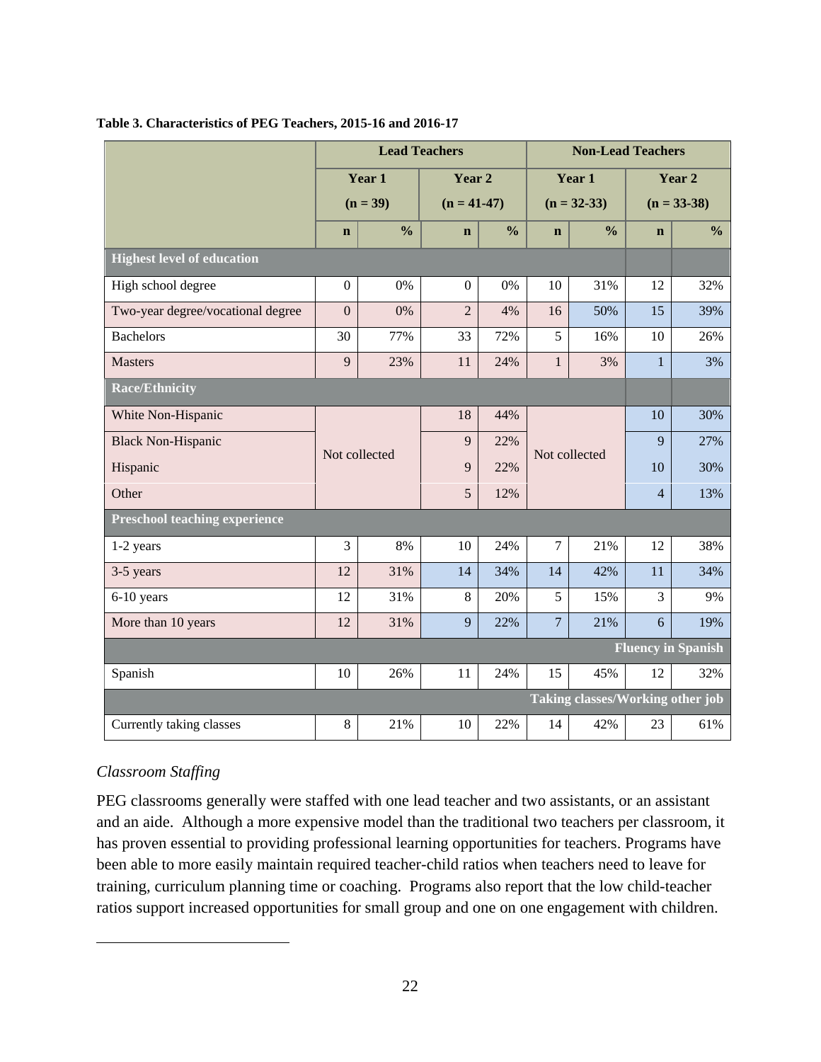**Table 3. Characteristics of PEG Teachers, 2015-16 and 2016-17**

| | Lead Teachers | | | | Non-Lead Teachers | | | |
|---|---|---|---|---|---|---|---|---|
| | Year 1 (n = 39) | | Year 2 (n = 41-47) | | Year 1 (n = 32-33) | | Year 2 (n = 33-38) | |
| | n | % | n | % | n | % | n | % |
| **Highest level of education** | | | | | | | | |
| High school degree | 0 | 0% | 0 | 0% | 10 | 31% | 12 | 32% |
| Two-year degree/vocational degree | 0 | 0% | 2 | 4% | 16 | 50% | 15 | 39% |
| Bachelors | 30 | 77% | 33 | 72% | 5 | 16% | 10 | 26% |
| Masters | 9 | 23% | 11 | 24% | 1 | 3% | 1 | 3% |
| **Race/Ethnicity** | | | | | | | | |
| White Non-Hispanic | Not collected | | 18 | 44% | Not collected | | 10 | 30% |
| Black Non-Hispanic | | | 9 | 22% | | | 9 | 27% |
| Hispanic | | | 9 | 22% | | | 10 | 30% |
| Other | | | 5 | 12% | | | 4 | 13% |
| **Preschool teaching experience** | | | | | | | | |
| 1-2 years | 3 | 8% | 10 | 24% | 7 | 21% | 12 | 38% |
| 3-5 years | 12 | 31% | 14 | 34% | 14 | 42% | 11 | 34% |
| 6-10 years | 12 | 31% | 8 | 20% | 5 | 15% | 3 | 9% |
| More than 10 years | 12 | 31% | 9 | 22% | 7 | 21% | 6 | 19% |
| **Fluency in Spanish** | | | | | | | | |
| Spanish | 10 | 26% | 11 | 24% | 15 | 45% | 12 | 32% |
| **Taking classes/Working other job** | | | | | | | | |
| Currently taking classes | 8 | 21% | 10 | 22% | 14 | 42% | 23 | 61% |

### *Classroom Staffing*

PEG classrooms generally were staffed with one lead teacher and two assistants, or an assistant and an aide. Although a more expensive model than the traditional two teachers per classroom, it has proven essential to providing professional learning opportunities for teachers. Programs have been able to more easily maintain required teacher-child ratios when teachers need to leave for training, curriculum planning time or coaching. Programs also report that the low child-teacher ratios support increased opportunities for small group and one on one engagement with children.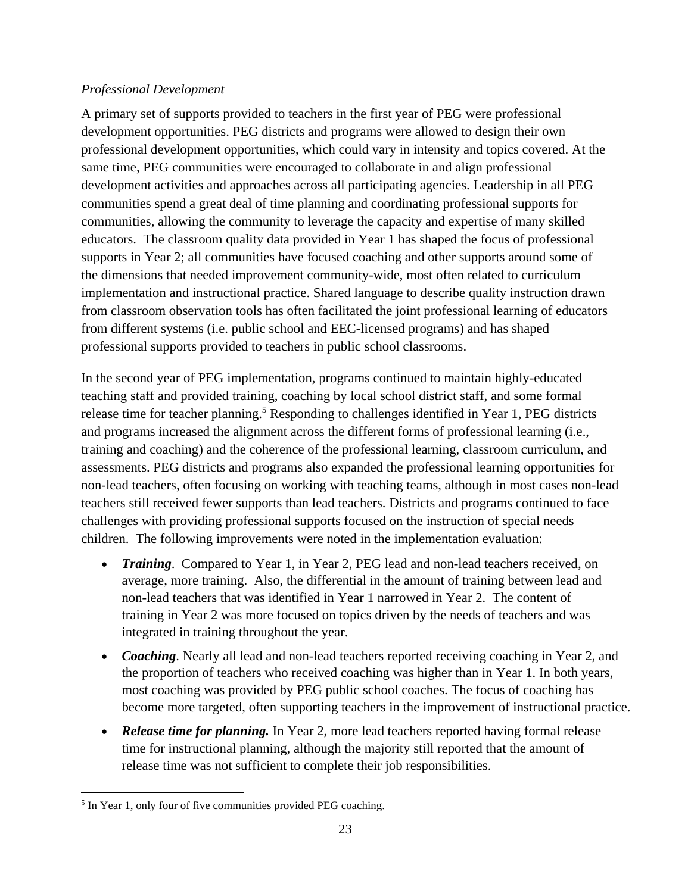*Professional Development*

A primary set of supports provided to teachers in the first year of PEG were professional development opportunities. PEG districts and programs were allowed to design their own professional development opportunities, which could vary in intensity and topics covered. At the same time, PEG communities were encouraged to collaborate in and align professional development activities and approaches across all participating agencies. Leadership in all PEG communities spend a great deal of time planning and coordinating professional supports for communities, allowing the community to leverage the capacity and expertise of many skilled educators. The classroom quality data provided in Year 1 has shaped the focus of professional supports in Year 2; all communities have focused coaching and other supports around some of the dimensions that needed improvement community-wide, most often related to curriculum implementation and instructional practice. Shared language to describe quality instruction drawn from classroom observation tools has often facilitated the joint professional learning of educators from different systems (i.e. public school and EEC-licensed programs) and has shaped professional supports provided to teachers in public school classrooms.

In the second year of PEG implementation, programs continued to maintain highly-educated teaching staff and provided training, coaching by local school district staff, and some formal release time for teacher planning.[5] Responding to challenges identified in Year 1, PEG districts and programs increased the alignment across the different forms of professional learning (i.e., training and coaching) and the coherence of the professional learning, classroom curriculum, and assessments. PEG districts and programs also expanded the professional learning opportunities for non-lead teachers, often focusing on working with teaching teams, although in most cases non-lead teachers still received fewer supports than lead teachers. Districts and programs continued to face challenges with providing professional supports focused on the instruction of special needs children. The following improvements were noted in the implementation evaluation:

- ***Training***. Compared to Year 1, in Year 2, PEG lead and non-lead teachers received, on average, more training. Also, the differential in the amount of training between lead and non-lead teachers that was identified in Year 1 narrowed in Year 2. The content of training in Year 2 was more focused on topics driven by the needs of teachers and was integrated in training throughout the year.
- ***Coaching***. Nearly all lead and non-lead teachers reported receiving coaching in Year 2, and the proportion of teachers who received coaching was higher than in Year 1. In both years, most coaching was provided by PEG public school coaches. The focus of coaching has become more targeted, often supporting teachers in the improvement of instructional practice.
- ***Release time for planning.*** In Year 2, more lead teachers reported having formal release time for instructional planning, although the majority still reported that the amount of release time was not sufficient to complete their job responsibilities.

[5] In Year 1, only four of five communities provided PEG coaching.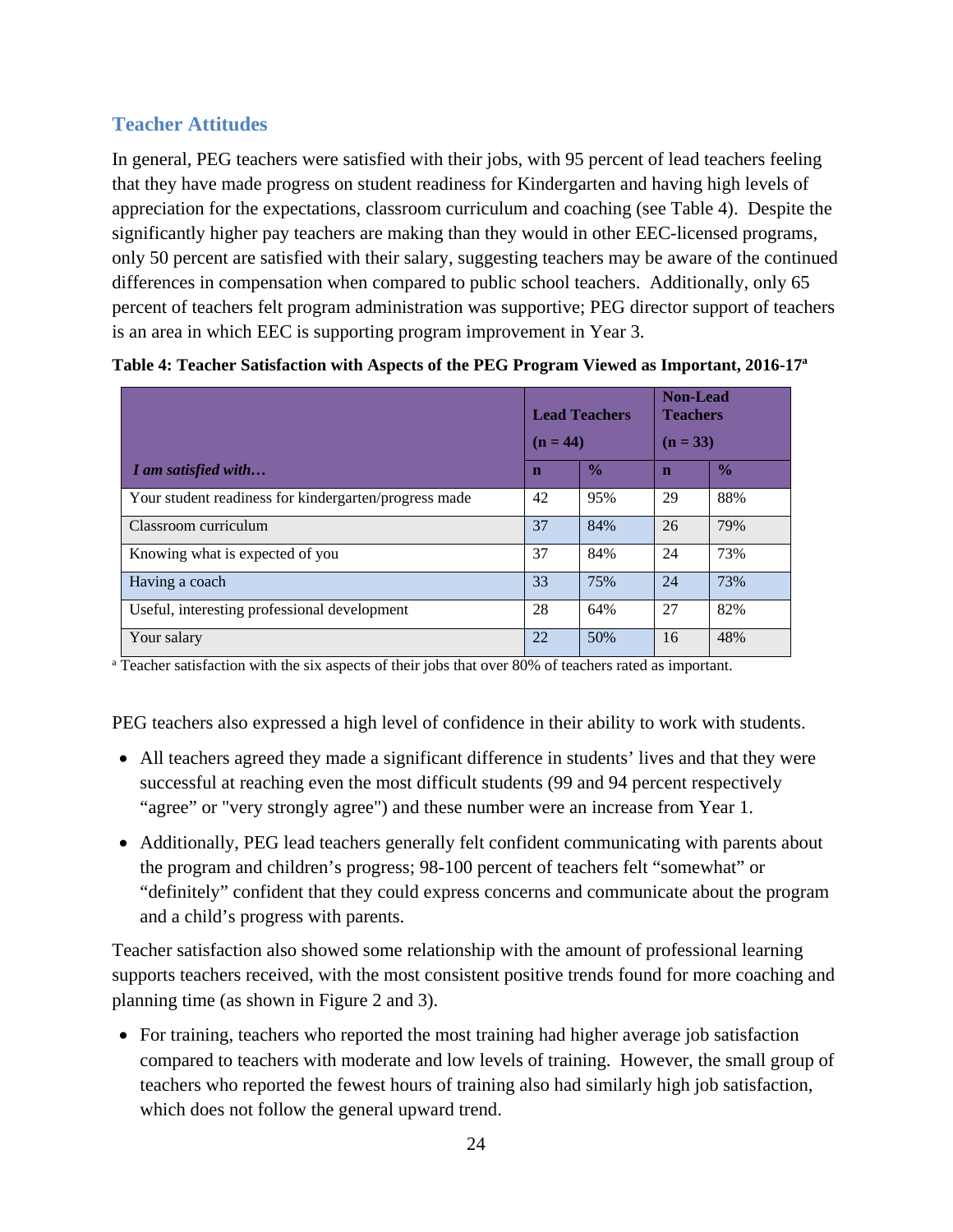## Teacher Attitudes

In general, PEG teachers were satisfied with their jobs, with 95 percent of lead teachers feeling that they have made progress on student readiness for Kindergarten and having high levels of appreciation for the expectations, classroom curriculum and coaching (see Table 4). Despite the significantly higher pay teachers are making than they would in other EEC-licensed programs, only 50 percent are satisfied with their salary, suggesting teachers may be aware of the continued differences in compensation when compared to public school teachers. Additionally, only 65 percent of teachers felt program administration was supportive; PEG director support of teachers is an area in which EEC is supporting program improvement in Year 3.

**Table 4: Teacher Satisfaction with Aspects of the PEG Program Viewed as Important, 2016-17[a]**

| | Lead Teachers (n = 44) | | Non-Lead Teachers (n = 33) | |
|---|---|---|---|---|
| ***I am satisfied with…*** | **n** | **%** | **n** | **%** |
| Your student readiness for kindergarten/progress made | 42 | 95% | 29 | 88% |
| Classroom curriculum | 37 | 84% | 26 | 79% |
| Knowing what is expected of you | 37 | 84% | 24 | 73% |
| Having a coach | 33 | 75% | 24 | 73% |
| Useful, interesting professional development | 28 | 64% | 27 | 82% |
| Your salary | 22 | 50% | 16 | 48% |

[a] Teacher satisfaction with the six aspects of their jobs that over 80% of teachers rated as important.

PEG teachers also expressed a high level of confidence in their ability to work with students.

- All teachers agreed they made a significant difference in students' lives and that they were successful at reaching even the most difficult students (99 and 94 percent respectively "agree" or "very strongly agree") and these number were an increase from Year 1.
- Additionally, PEG lead teachers generally felt confident communicating with parents about the program and children's progress; 98-100 percent of teachers felt "somewhat" or "definitely" confident that they could express concerns and communicate about the program and a child's progress with parents.

Teacher satisfaction also showed some relationship with the amount of professional learning supports teachers received, with the most consistent positive trends found for more coaching and planning time (as shown in Figure 2 and 3).

- For training, teachers who reported the most training had higher average job satisfaction compared to teachers with moderate and low levels of training. However, the small group of teachers who reported the fewest hours of training also had similarly high job satisfaction, which does not follow the general upward trend.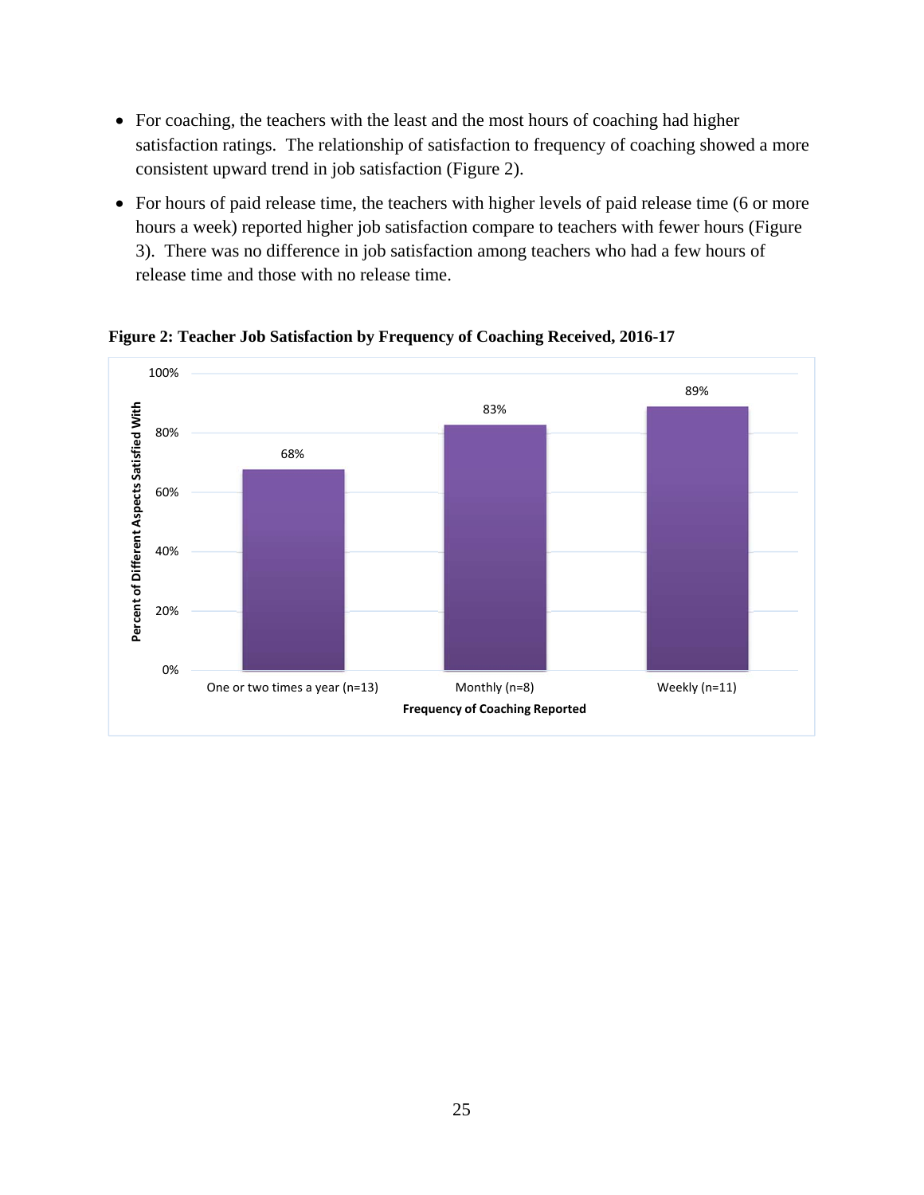- For coaching, the teachers with the least and the most hours of coaching had higher satisfaction ratings. The relationship of satisfaction to frequency of coaching showed a more consistent upward trend in job satisfaction (Figure 2).
- For hours of paid release time, the teachers with higher levels of paid release time (6 or more hours a week) reported higher job satisfaction compare to teachers with fewer hours (Figure 3). There was no difference in job satisfaction among teachers who had a few hours of release time and those with no release time.

**Figure 2: Teacher Job Satisfaction by Frequency of Coaching Received, 2016-17**

| Frequency of Coaching Reported | Percent of Different Aspects Satisfied With |
|---|---|
| One or two times a year (n=13) | 68% |
| Monthly (n=8) | 83% |
| Weekly (n=11) | 89% |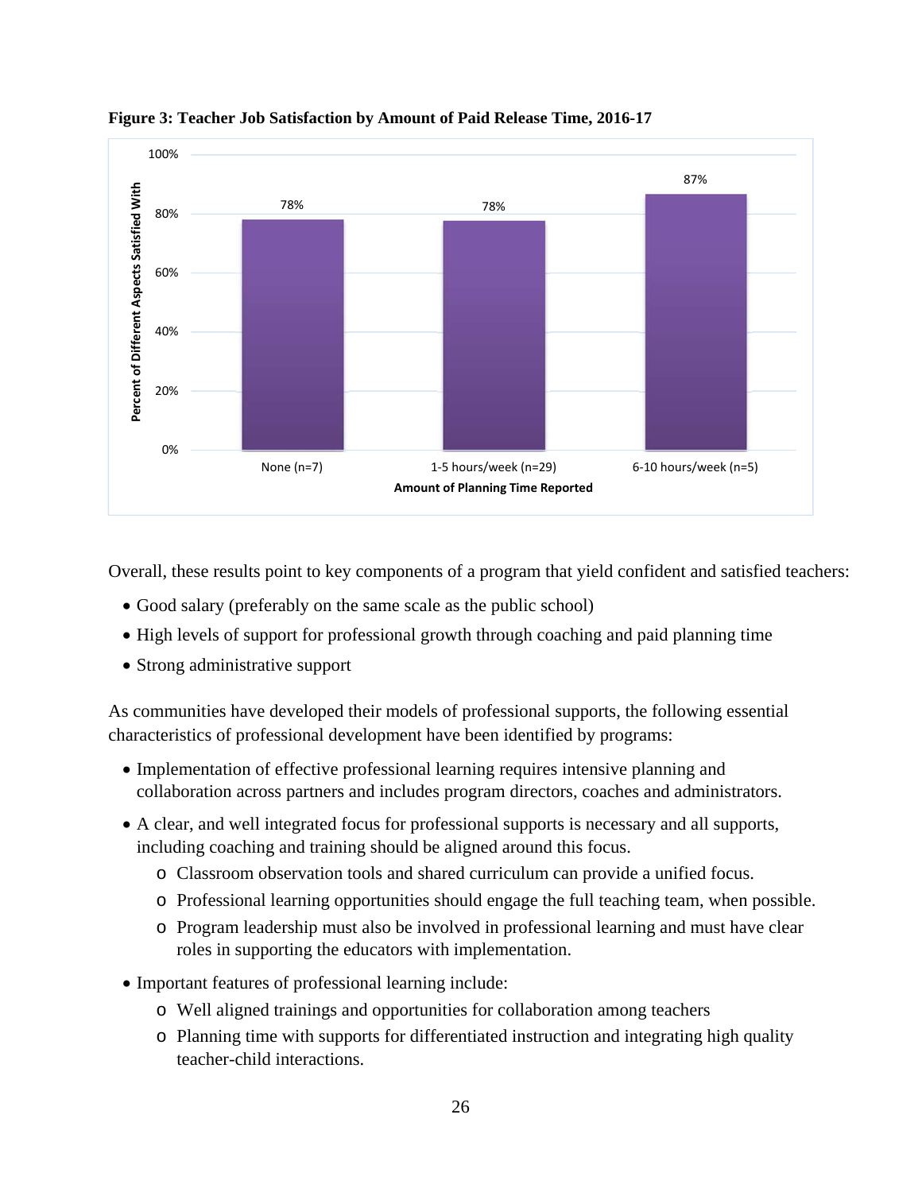**Figure 3: Teacher Job Satisfaction by Amount of Paid Release Time, 2016-17**

| Amount of Planning Time Reported | Percent of Different Aspects Satisfied With |
|---|---|
| None (n=7) | 78% |
| 1-5 hours/week (n=29) | 78% |
| 6-10 hours/week (n=5) | 87% |

Overall, these results point to key components of a program that yield confident and satisfied teachers:

- Good salary (preferably on the same scale as the public school)
- High levels of support for professional growth through coaching and paid planning time
- Strong administrative support

As communities have developed their models of professional supports, the following essential characteristics of professional development have been identified by programs:

- Implementation of effective professional learning requires intensive planning and collaboration across partners and includes program directors, coaches and administrators.
- A clear, and well integrated focus for professional supports is necessary and all supports, including coaching and training should be aligned around this focus.
  - Classroom observation tools and shared curriculum can provide a unified focus.
  - Professional learning opportunities should engage the full teaching team, when possible.
  - Program leadership must also be involved in professional learning and must have clear roles in supporting the educators with implementation.
- Important features of professional learning include:
  - Well aligned trainings and opportunities for collaboration among teachers
  - Planning time with supports for differentiated instruction and integrating high quality teacher-child interactions.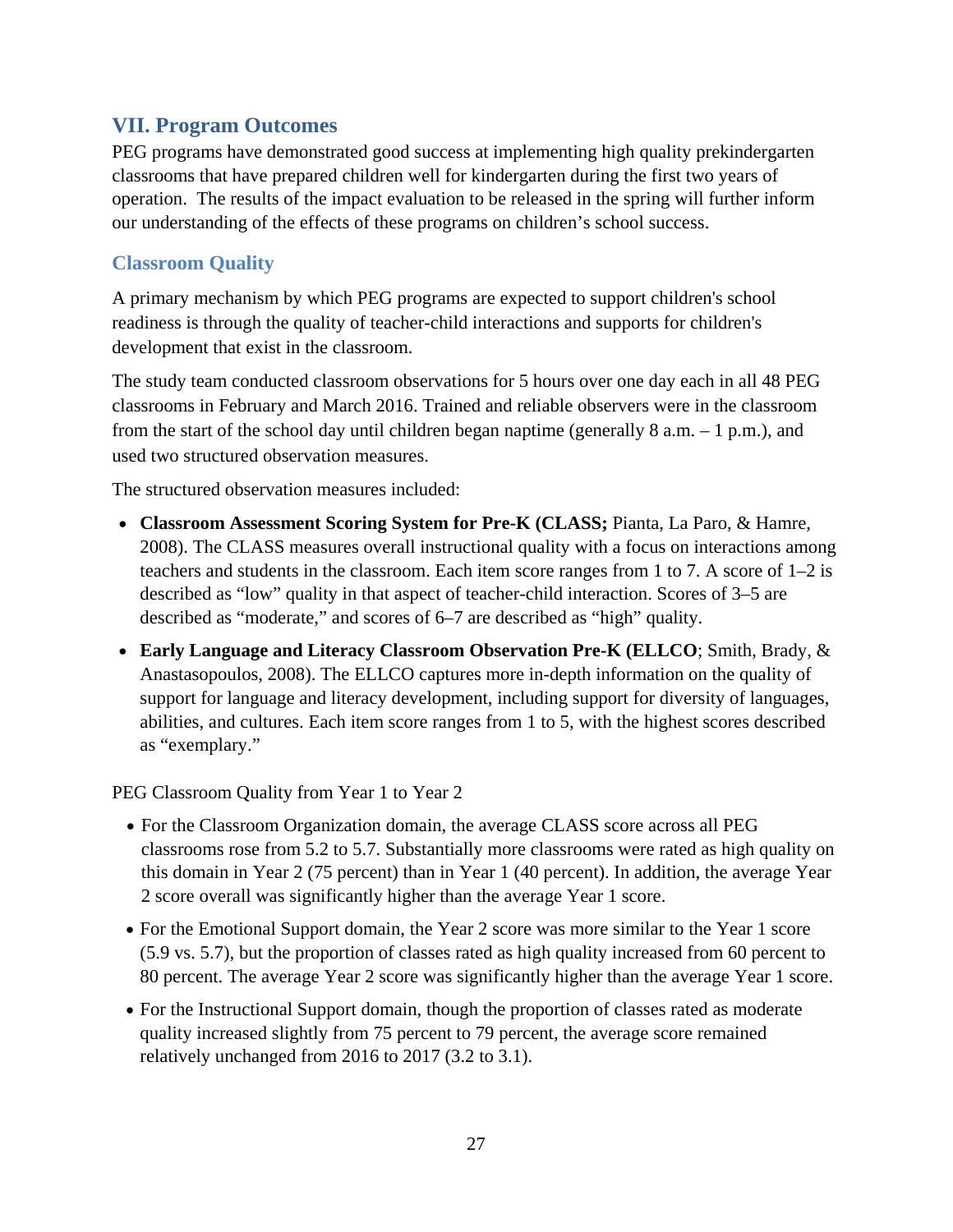## VII. Program Outcomes

PEG programs have demonstrated good success at implementing high quality prekindergarten classrooms that have prepared children well for kindergarten during the first two years of operation. The results of the impact evaluation to be released in the spring will further inform our understanding of the effects of these programs on children's school success.

### Classroom Quality

A primary mechanism by which PEG programs are expected to support children's school readiness is through the quality of teacher-child interactions and supports for children's development that exist in the classroom.

The study team conducted classroom observations for 5 hours over one day each in all 48 PEG classrooms in February and March 2016. Trained and reliable observers were in the classroom from the start of the school day until children began naptime (generally 8 a.m. – 1 p.m.), and used two structured observation measures.

The structured observation measures included:

- **Classroom Assessment Scoring System for Pre-K (CLASS;** Pianta, La Paro, & Hamre, 2008). The CLASS measures overall instructional quality with a focus on interactions among teachers and students in the classroom. Each item score ranges from 1 to 7. A score of 1–2 is described as "low" quality in that aspect of teacher-child interaction. Scores of 3–5 are described as "moderate," and scores of 6–7 are described as "high" quality.
- **Early Language and Literacy Classroom Observation Pre-K (ELLCO**; Smith, Brady, & Anastasopoulos, 2008). The ELLCO captures more in-depth information on the quality of support for language and literacy development, including support for diversity of languages, abilities, and cultures. Each item score ranges from 1 to 5, with the highest scores described as "exemplary."

PEG Classroom Quality from Year 1 to Year 2

- For the Classroom Organization domain, the average CLASS score across all PEG classrooms rose from 5.2 to 5.7. Substantially more classrooms were rated as high quality on this domain in Year 2 (75 percent) than in Year 1 (40 percent). In addition, the average Year 2 score overall was significantly higher than the average Year 1 score.
- For the Emotional Support domain, the Year 2 score was more similar to the Year 1 score (5.9 vs. 5.7), but the proportion of classes rated as high quality increased from 60 percent to 80 percent. The average Year 2 score was significantly higher than the average Year 1 score.
- For the Instructional Support domain, though the proportion of classes rated as moderate quality increased slightly from 75 percent to 79 percent, the average score remained relatively unchanged from 2016 to 2017 (3.2 to 3.1).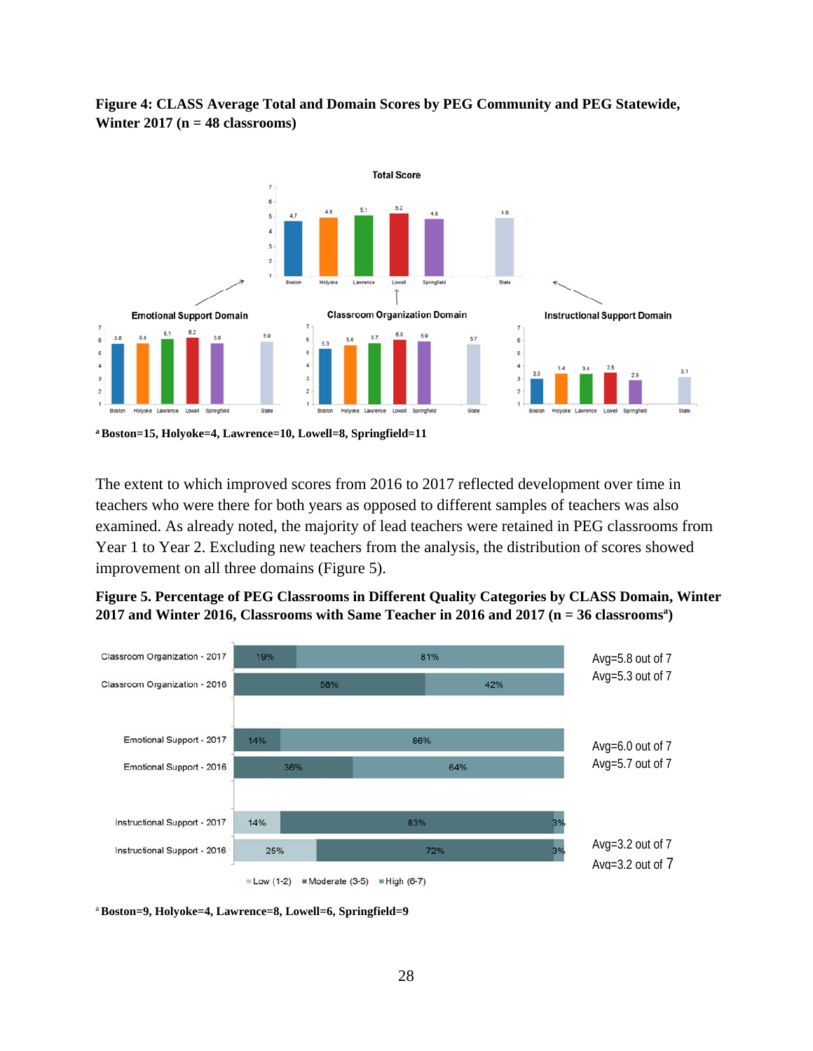**Figure 4: CLASS Average Total and Domain Scores by PEG Community and PEG Statewide, Winter 2017 (n = 48 classrooms)**

**Total Score**

| | Boston | Holyoke | Lawrence | Lowell | Springfield | State |
|---|---|---|---|---|---|---|
| Total Score | 4.7 | 4.9 | 5.1 | 5.2 | 4.8 | 4.9 |
| Emotional Support Domain | 5.8 | 5.8 | 6.1 | 6.2 | 5.8 | 5.9 |
| Classroom Organization Domain | 5.3 | 5.6 | 5.7 | 6.0 | 5.9 | 5.7 |
| Instructional Support Domain | 3.0 | 3.4 | 3.4 | 3.5 | 2.9 | 3.1 |

[a] **Boston=15, Holyoke=4, Lawrence=10, Lowell=8, Springfield=11**

The extent to which improved scores from 2016 to 2017 reflected development over time in teachers who were there for both years as opposed to different samples of teachers was also examined. As already noted, the majority of lead teachers were retained in PEG classrooms from Year 1 to Year 2. Excluding new teachers from the analysis, the distribution of scores showed improvement on all three domains (Figure 5).

**Figure 5. Percentage of PEG Classrooms in Different Quality Categories by CLASS Domain, Winter 2017 and Winter 2016, Classrooms with Same Teacher in 2016 and 2017 (n = 36 classrooms[a])**

| | Low (1-2) | Moderate (3-5) | High (6-7) | Average |
|---|---|---|---|---|
| Classroom Organization - 2017 | | 19% | 81% | Avg=5.8 out of 7 |
| Classroom Organization - 2016 | | 58% | 42% | Avg=5.3 out of 7 |
| Emotional Support - 2017 | | 14% | 86% | Avg=6.0 out of 7 |
| Emotional Support - 2016 | | 36% | 64% | Avg=5.7 out of 7 |
| Instructional Support - 2017 | 14% | 83% | 3% | Avg=3.2 out of 7 |
| Instructional Support - 2016 | 25% | 72% | 3% | Avg=3.2 out of 7 |

[a] **Boston=9, Holyoke=4, Lawrence=8, Lowell=6, Springfield=9**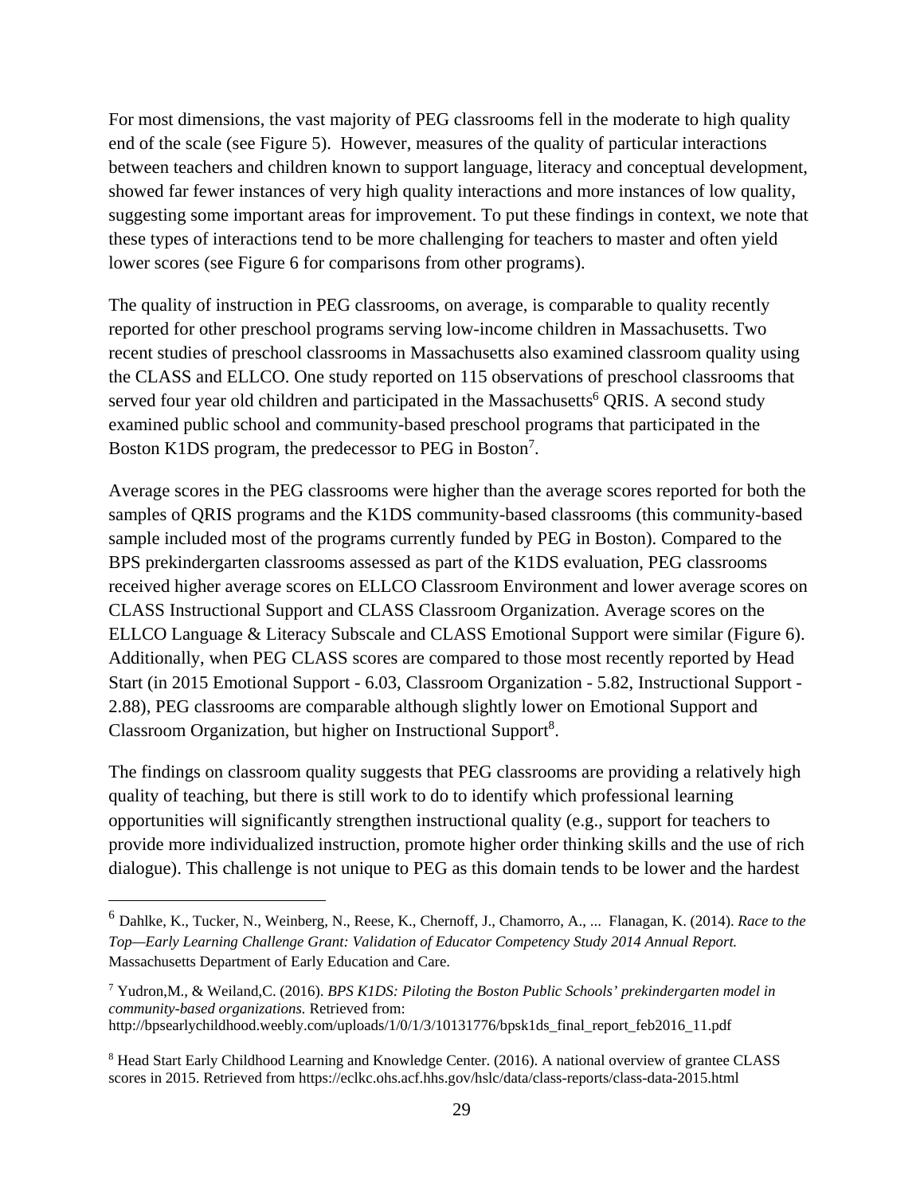For most dimensions, the vast majority of PEG classrooms fell in the moderate to high quality end of the scale (see Figure 5). However, measures of the quality of particular interactions between teachers and children known to support language, literacy and conceptual development, showed far fewer instances of very high quality interactions and more instances of low quality, suggesting some important areas for improvement. To put these findings in context, we note that these types of interactions tend to be more challenging for teachers to master and often yield lower scores (see Figure 6 for comparisons from other programs).

The quality of instruction in PEG classrooms, on average, is comparable to quality recently reported for other preschool programs serving low-income children in Massachusetts. Two recent studies of preschool classrooms in Massachusetts also examined classroom quality using the CLASS and ELLCO. One study reported on 115 observations of preschool classrooms that served four year old children and participated in the Massachusetts[6] QRIS. A second study examined public school and community-based preschool programs that participated in the Boston K1DS program, the predecessor to PEG in Boston[7].

Average scores in the PEG classrooms were higher than the average scores reported for both the samples of QRIS programs and the K1DS community-based classrooms (this community-based sample included most of the programs currently funded by PEG in Boston). Compared to the BPS prekindergarten classrooms assessed as part of the K1DS evaluation, PEG classrooms received higher average scores on ELLCO Classroom Environment and lower average scores on CLASS Instructional Support and CLASS Classroom Organization. Average scores on the ELLCO Language & Literacy Subscale and CLASS Emotional Support were similar (Figure 6). Additionally, when PEG CLASS scores are compared to those most recently reported by Head Start (in 2015 Emotional Support - 6.03, Classroom Organization - 5.82, Instructional Support - 2.88), PEG classrooms are comparable although slightly lower on Emotional Support and Classroom Organization, but higher on Instructional Support[8].

The findings on classroom quality suggests that PEG classrooms are providing a relatively high quality of teaching, but there is still work to do to identify which professional learning opportunities will significantly strengthen instructional quality (e.g., support for teachers to provide more individualized instruction, promote higher order thinking skills and the use of rich dialogue). This challenge is not unique to PEG as this domain tends to be lower and the hardest

---

[6] Dahlke, K., Tucker, N., Weinberg, N., Reese, K., Chernoff, J., Chamorro, A., ... Flanagan, K. (2014). *Race to the Top—Early Learning Challenge Grant: Validation of Educator Competency Study 2014 Annual Report.* Massachusetts Department of Early Education and Care.

[7] Yudron,M., & Weiland,C. (2016). *BPS K1DS: Piloting the Boston Public Schools' prekindergarten model in community-based organizations.* Retrieved from: http://bpsearlychildhood.weebly.com/uploads/1/0/1/3/10131776/bpsk1ds_final_report_feb2016_11.pdf

[8] Head Start Early Childhood Learning and Knowledge Center. (2016). A national overview of grantee CLASS scores in 2015. Retrieved from https://eclkc.ohs.acf.hhs.gov/hslc/data/class-reports/class-data-2015.html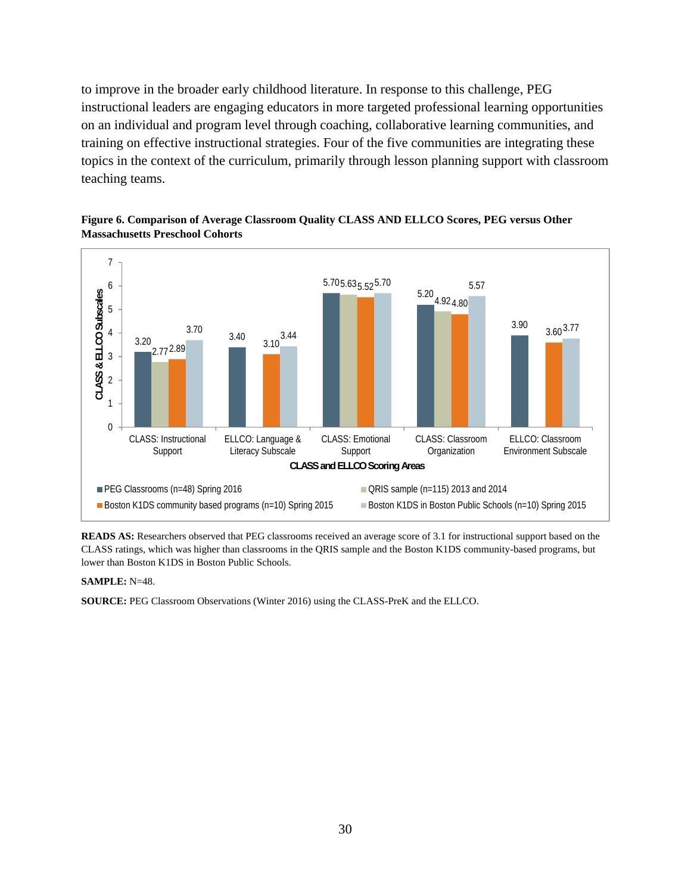to improve in the broader early childhood literature. In response to this challenge, PEG instructional leaders are engaging educators in more targeted professional learning opportunities on an individual and program level through coaching, collaborative learning communities, and training on effective instructional strategies. Four of the five communities are integrating these topics in the context of the curriculum, primarily through lesson planning support with classroom teaching teams.

**Figure 6. Comparison of Average Classroom Quality CLASS AND ELLCO Scores, PEG versus Other Massachusetts Preschool Cohorts**

| CLASS and ELLCO Scoring Areas | PEG Classrooms (n=48) Spring 2016 | QRIS sample (n=115) 2013 and 2014 | Boston K1DS community based programs (n=10) Spring 2015 | Boston K1DS in Boston Public Schools (n=10) Spring 2015 |
|---|---|---|---|---|
| CLASS: Instructional Support | 3.20 | 2.77 | 2.89 | 3.70 |
| ELLCO: Language & Literacy Subscale | 3.40 | | 3.10 | 3.44 |
| CLASS: Emotional Support | 5.70 | 5.63 | 5.52 | 5.70 |
| CLASS: Classroom Organization | 5.20 | 4.92 | 4.80 | 5.57 |
| ELLCO: Classroom Environment Subscale | 3.90 | | 3.60 | 3.77 |

**READS AS:** Researchers observed that PEG classrooms received an average score of 3.1 for instructional support based on the CLASS ratings, which was higher than classrooms in the QRIS sample and the Boston K1DS community-based programs, but lower than Boston K1DS in Boston Public Schools.

**SAMPLE:** N=48.

**SOURCE:** PEG Classroom Observations (Winter 2016) using the CLASS-PreK and the ELLCO.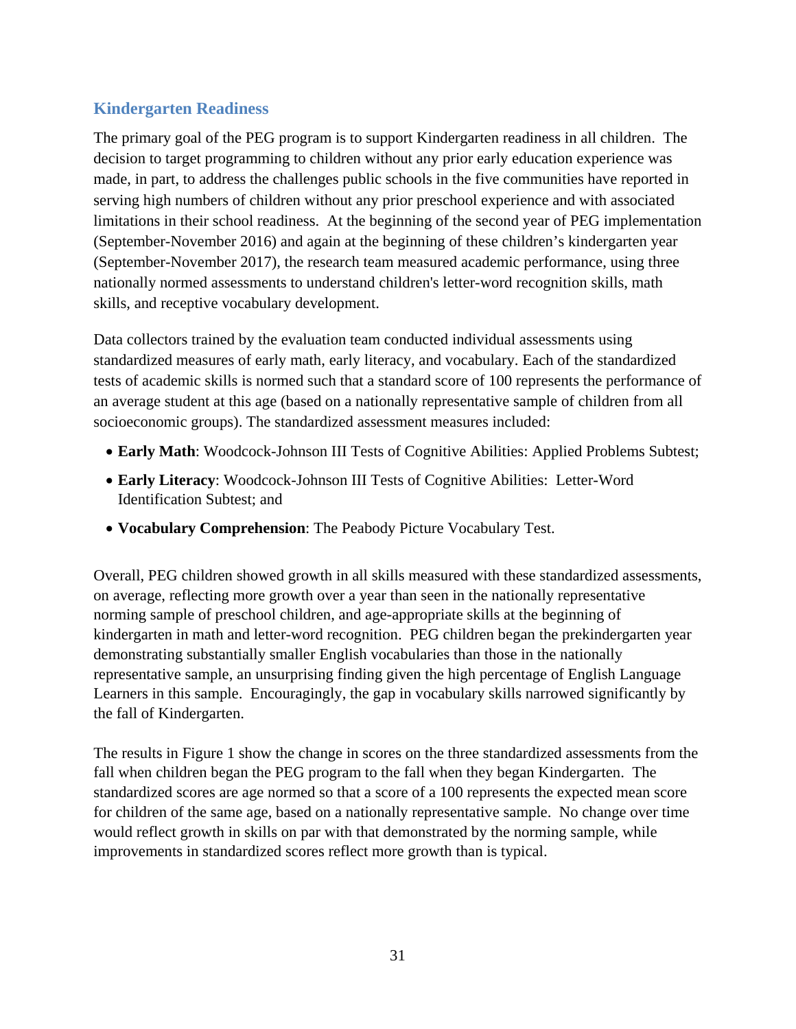## Kindergarten Readiness

The primary goal of the PEG program is to support Kindergarten readiness in all children. The decision to target programming to children without any prior early education experience was made, in part, to address the challenges public schools in the five communities have reported in serving high numbers of children without any prior preschool experience and with associated limitations in their school readiness. At the beginning of the second year of PEG implementation (September-November 2016) and again at the beginning of these children's kindergarten year (September-November 2017), the research team measured academic performance, using three nationally normed assessments to understand children's letter-word recognition skills, math skills, and receptive vocabulary development.

Data collectors trained by the evaluation team conducted individual assessments using standardized measures of early math, early literacy, and vocabulary. Each of the standardized tests of academic skills is normed such that a standard score of 100 represents the performance of an average student at this age (based on a nationally representative sample of children from all socioeconomic groups). The standardized assessment measures included:

- **Early Math**: Woodcock-Johnson III Tests of Cognitive Abilities: Applied Problems Subtest;
- **Early Literacy**: Woodcock-Johnson III Tests of Cognitive Abilities: Letter-Word Identification Subtest; and
- **Vocabulary Comprehension**: The Peabody Picture Vocabulary Test.

Overall, PEG children showed growth in all skills measured with these standardized assessments, on average, reflecting more growth over a year than seen in the nationally representative norming sample of preschool children, and age-appropriate skills at the beginning of kindergarten in math and letter-word recognition. PEG children began the prekindergarten year demonstrating substantially smaller English vocabularies than those in the nationally representative sample, an unsurprising finding given the high percentage of English Language Learners in this sample. Encouragingly, the gap in vocabulary skills narrowed significantly by the fall of Kindergarten.

The results in Figure 1 show the change in scores on the three standardized assessments from the fall when children began the PEG program to the fall when they began Kindergarten. The standardized scores are age normed so that a score of a 100 represents the expected mean score for children of the same age, based on a nationally representative sample. No change over time would reflect growth in skills on par with that demonstrated by the norming sample, while improvements in standardized scores reflect more growth than is typical.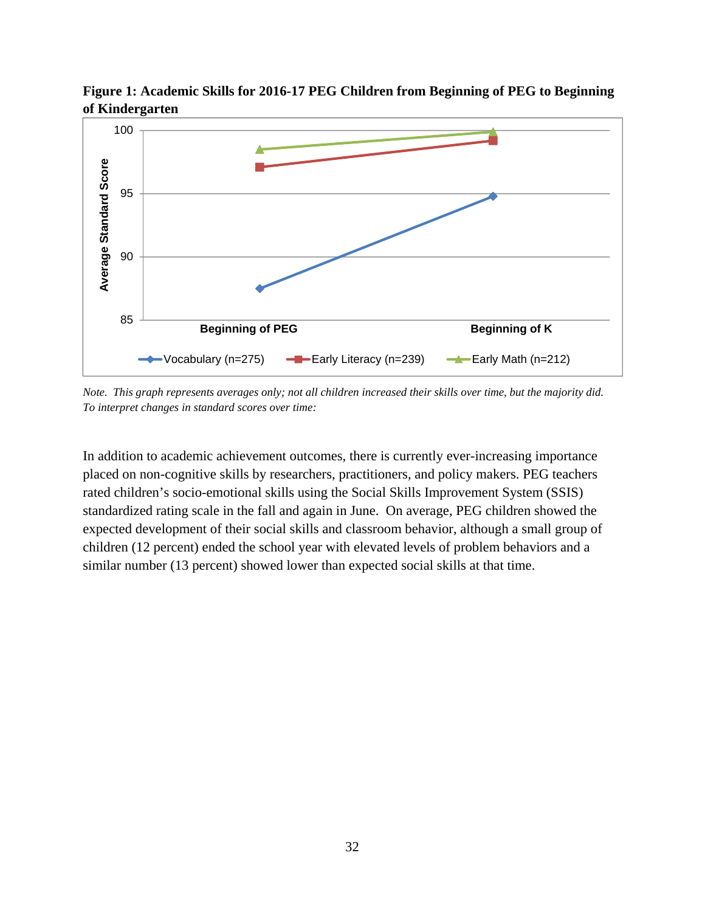**Figure 1: Academic Skills for 2016-17 PEG Children from Beginning of PEG to Beginning of Kindergarten**

*Note. This graph represents averages only; not all children increased their skills over time, but the majority did. To interpret changes in standard scores over time:*

In addition to academic achievement outcomes, there is currently ever-increasing importance placed on non-cognitive skills by researchers, practitioners, and policy makers. PEG teachers rated children's socio-emotional skills using the Social Skills Improvement System (SSIS) standardized rating scale in the fall and again in June. On average, PEG children showed the expected development of their social skills and classroom behavior, although a small group of children (12 percent) ended the school year with elevated levels of problem behaviors and a similar number (13 percent) showed lower than expected social skills at that time.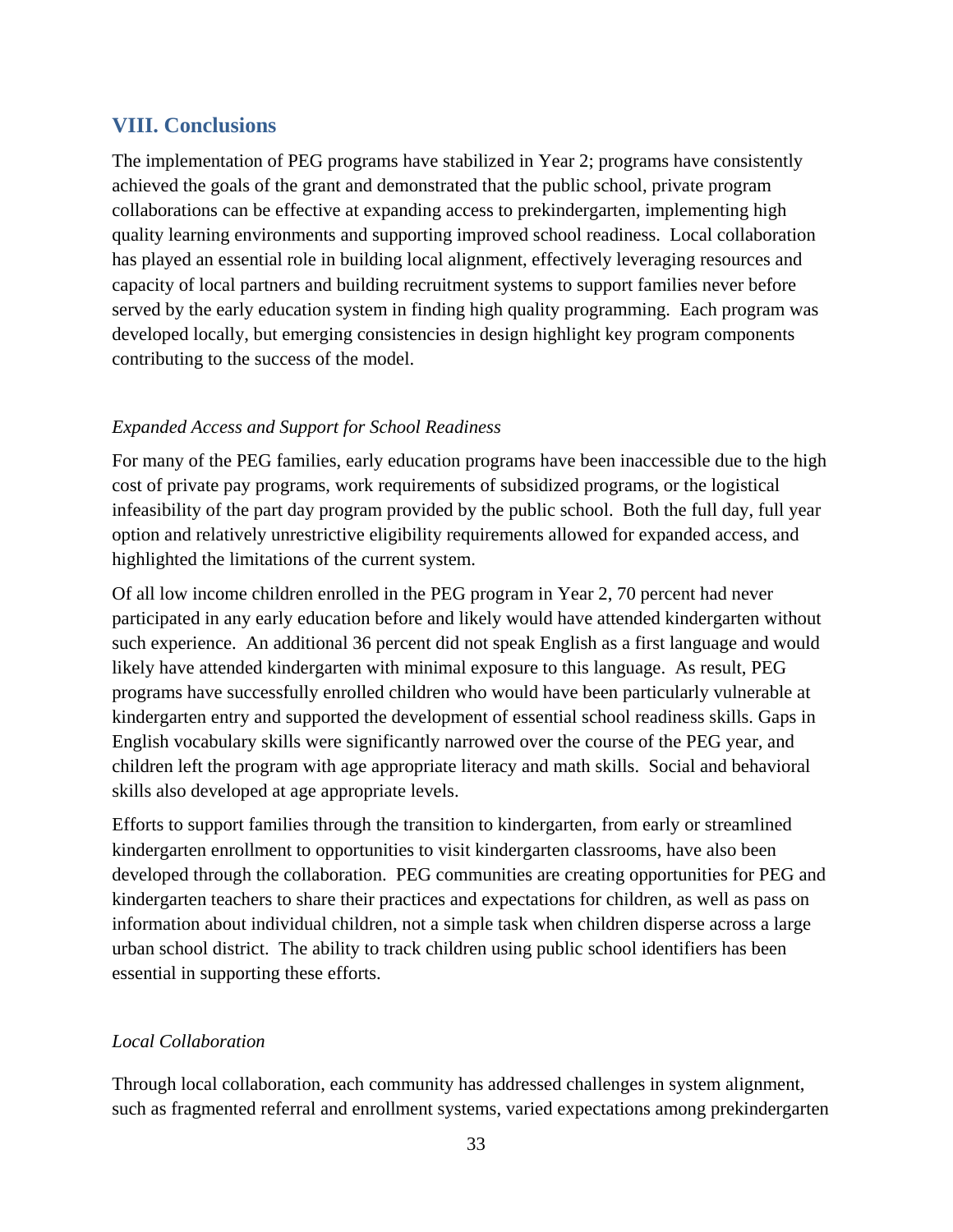## VIII. Conclusions

The implementation of PEG programs have stabilized in Year 2; programs have consistently achieved the goals of the grant and demonstrated that the public school, private program collaborations can be effective at expanding access to prekindergarten, implementing high quality learning environments and supporting improved school readiness. Local collaboration has played an essential role in building local alignment, effectively leveraging resources and capacity of local partners and building recruitment systems to support families never before served by the early education system in finding high quality programming. Each program was developed locally, but emerging consistencies in design highlight key program components contributing to the success of the model.

*Expanded Access and Support for School Readiness*

For many of the PEG families, early education programs have been inaccessible due to the high cost of private pay programs, work requirements of subsidized programs, or the logistical infeasibility of the part day program provided by the public school. Both the full day, full year option and relatively unrestrictive eligibility requirements allowed for expanded access, and highlighted the limitations of the current system.

Of all low income children enrolled in the PEG program in Year 2, 70 percent had never participated in any early education before and likely would have attended kindergarten without such experience. An additional 36 percent did not speak English as a first language and would likely have attended kindergarten with minimal exposure to this language. As result, PEG programs have successfully enrolled children who would have been particularly vulnerable at kindergarten entry and supported the development of essential school readiness skills. Gaps in English vocabulary skills were significantly narrowed over the course of the PEG year, and children left the program with age appropriate literacy and math skills. Social and behavioral skills also developed at age appropriate levels.

Efforts to support families through the transition to kindergarten, from early or streamlined kindergarten enrollment to opportunities to visit kindergarten classrooms, have also been developed through the collaboration. PEG communities are creating opportunities for PEG and kindergarten teachers to share their practices and expectations for children, as well as pass on information about individual children, not a simple task when children disperse across a large urban school district. The ability to track children using public school identifiers has been essential in supporting these efforts.

*Local Collaboration*

Through local collaboration, each community has addressed challenges in system alignment, such as fragmented referral and enrollment systems, varied expectations among prekindergarten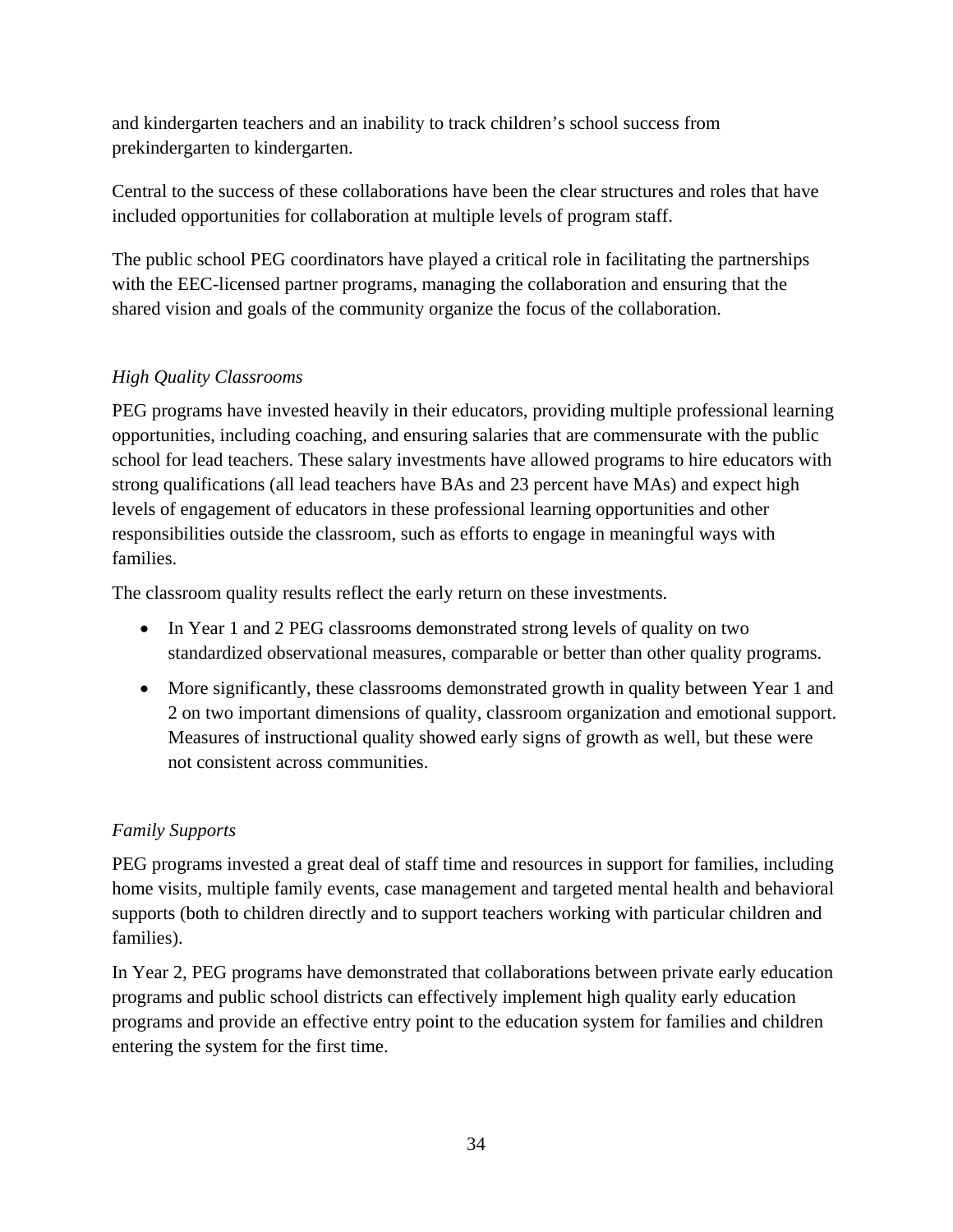and kindergarten teachers and an inability to track children's school success from prekindergarten to kindergarten.

Central to the success of these collaborations have been the clear structures and roles that have included opportunities for collaboration at multiple levels of program staff.

The public school PEG coordinators have played a critical role in facilitating the partnerships with the EEC-licensed partner programs, managing the collaboration and ensuring that the shared vision and goals of the community organize the focus of the collaboration.

*High Quality Classrooms*

PEG programs have invested heavily in their educators, providing multiple professional learning opportunities, including coaching, and ensuring salaries that are commensurate with the public school for lead teachers. These salary investments have allowed programs to hire educators with strong qualifications (all lead teachers have BAs and 23 percent have MAs) and expect high levels of engagement of educators in these professional learning opportunities and other responsibilities outside the classroom, such as efforts to engage in meaningful ways with families.

The classroom quality results reflect the early return on these investments.

- In Year 1 and 2 PEG classrooms demonstrated strong levels of quality on two standardized observational measures, comparable or better than other quality programs.
- More significantly, these classrooms demonstrated growth in quality between Year 1 and 2 on two important dimensions of quality, classroom organization and emotional support. Measures of instructional quality showed early signs of growth as well, but these were not consistent across communities.

*Family Supports*

PEG programs invested a great deal of staff time and resources in support for families, including home visits, multiple family events, case management and targeted mental health and behavioral supports (both to children directly and to support teachers working with particular children and families).

In Year 2, PEG programs have demonstrated that collaborations between private early education programs and public school districts can effectively implement high quality early education programs and provide an effective entry point to the education system for families and children entering the system for the first time.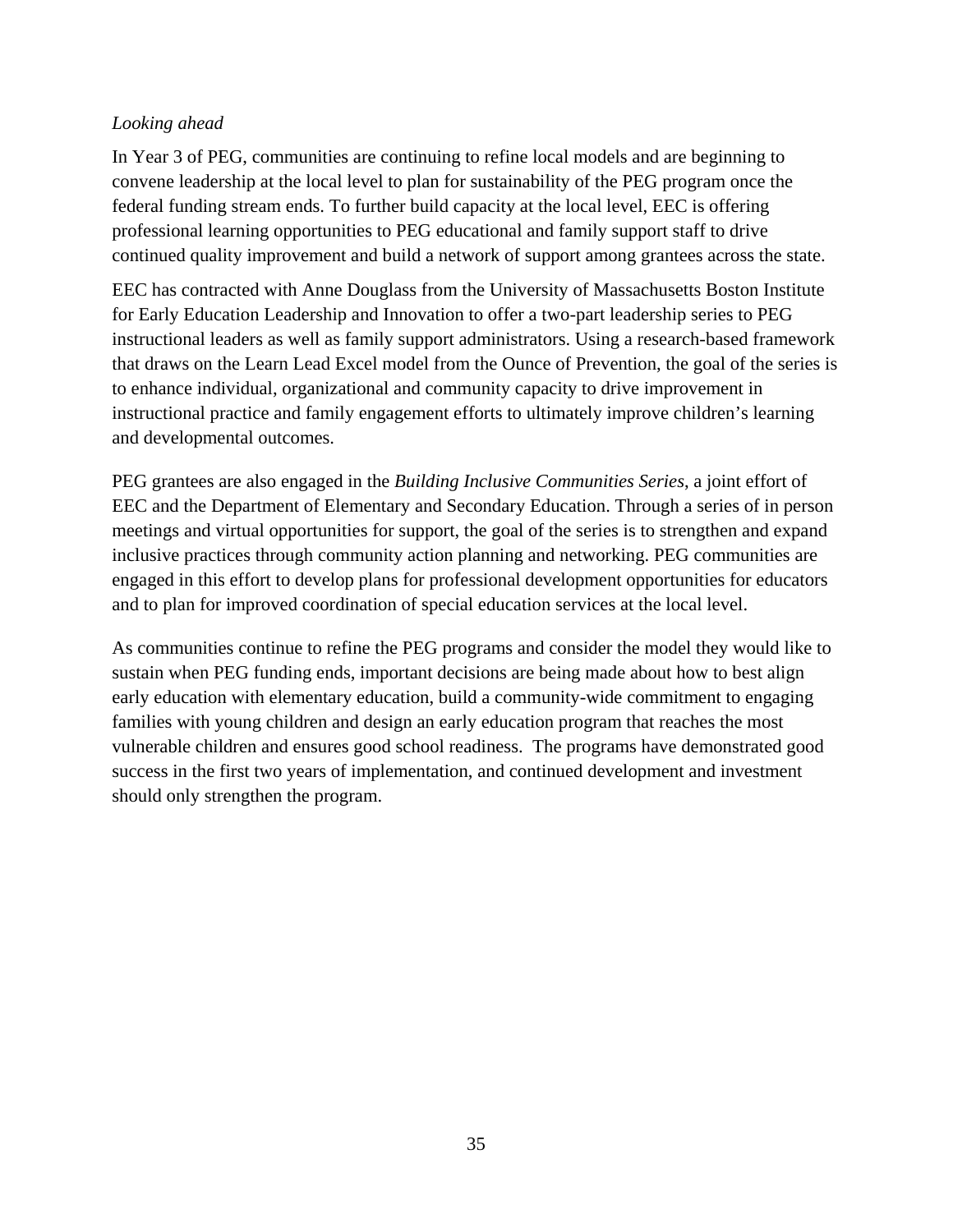*Looking ahead*

In Year 3 of PEG, communities are continuing to refine local models and are beginning to convene leadership at the local level to plan for sustainability of the PEG program once the federal funding stream ends. To further build capacity at the local level, EEC is offering professional learning opportunities to PEG educational and family support staff to drive continued quality improvement and build a network of support among grantees across the state.

EEC has contracted with Anne Douglass from the University of Massachusetts Boston Institute for Early Education Leadership and Innovation to offer a two-part leadership series to PEG instructional leaders as well as family support administrators. Using a research-based framework that draws on the Learn Lead Excel model from the Ounce of Prevention, the goal of the series is to enhance individual, organizational and community capacity to drive improvement in instructional practice and family engagement efforts to ultimately improve children's learning and developmental outcomes.

PEG grantees are also engaged in the *Building Inclusive Communities Series*, a joint effort of EEC and the Department of Elementary and Secondary Education. Through a series of in person meetings and virtual opportunities for support, the goal of the series is to strengthen and expand inclusive practices through community action planning and networking. PEG communities are engaged in this effort to develop plans for professional development opportunities for educators and to plan for improved coordination of special education services at the local level.

As communities continue to refine the PEG programs and consider the model they would like to sustain when PEG funding ends, important decisions are being made about how to best align early education with elementary education, build a community-wide commitment to engaging families with young children and design an early education program that reaches the most vulnerable children and ensures good school readiness. The programs have demonstrated good success in the first two years of implementation, and continued development and investment should only strengthen the program.